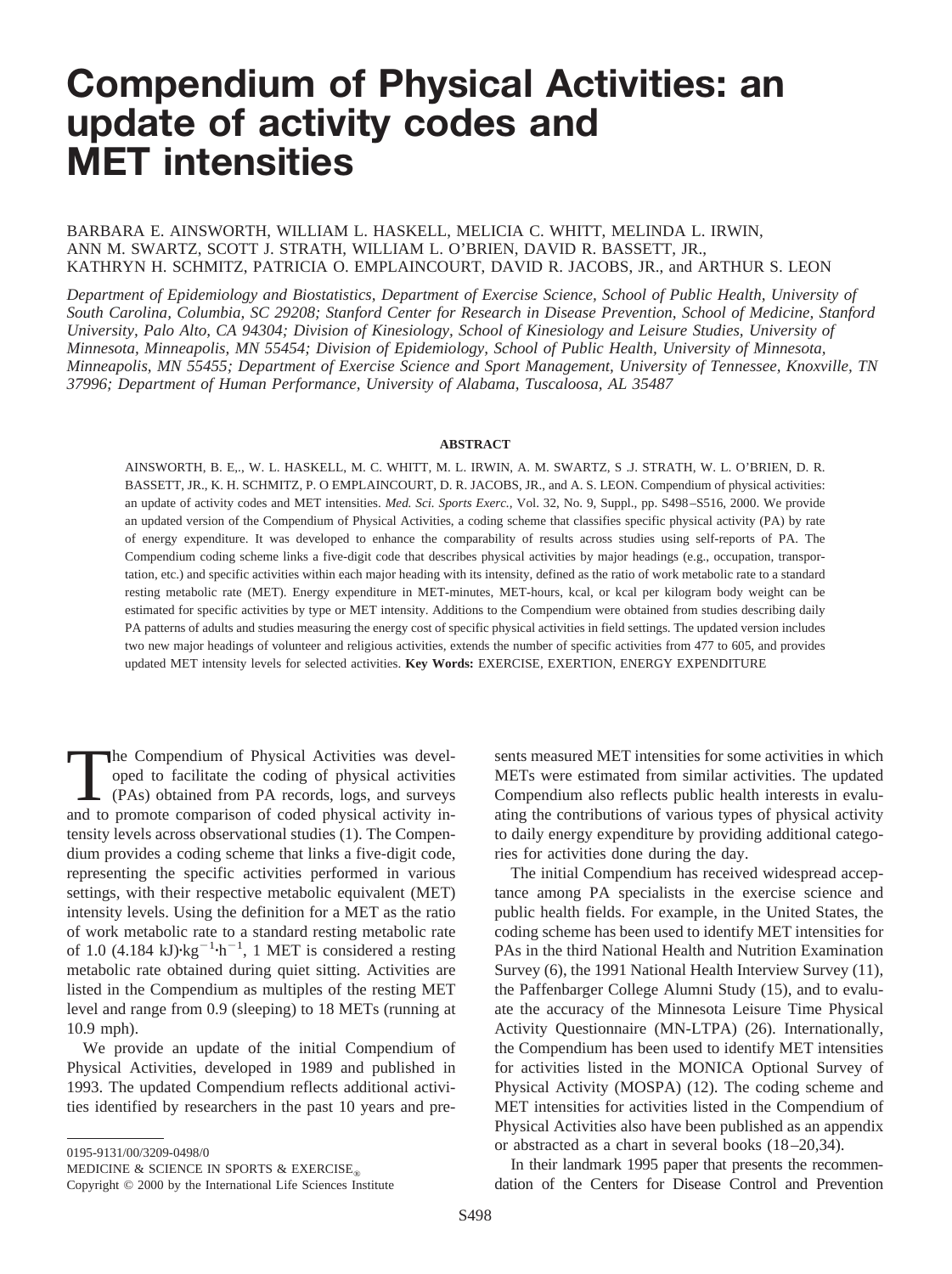# Compendium of Physical Activities: an update of activity codes and MET intensities

BARBARA E. AINSWORTH, WILLIAM L. HASKELL, MELICIA C. WHITT, MELINDA L. IRWIN, ANN M. SWARTZ, SCOTT J. STRATH, WILLIAM L. O'BRIEN, DAVID R. BASSETT, JR., KATHRYN H. SCHMITZ, PATRICIA O. EMPLAINCOURT, DAVID R. JACOBS, JR., and ARTHUR S. LEON

*Department of Epidemiology and Biostatistics, Department of Exercise Science, School of Public Health, University of South Carolina, Columbia, SC 29208; Stanford Center for Research in Disease Prevention, School of Medicine, Stanford University, Palo Alto, CA 94304; Division of Kinesiology, School of Kinesiology and Leisure Studies, University of Minnesota, Minneapolis, MN 55454; Division of Epidemiology, School of Public Health, University of Minnesota, Minneapolis, MN 55455; Department of Exercise Science and Sport Management, University of Tennessee, Knoxville, TN 37996; Department of Human Performance, University of Alabama, Tuscaloosa, AL 35487*

## ABSTRACT

AINSWORTH, B. E,., W. L. HASKELL, M. C. WHITT, M. L. IRWIN, A. M. SWARTZ, S .J. STRATH, W. L. O'BRIEN, D. R. BASSETT, JR., K. H. SCHMITZ, P. O EMPLAINCOURT, D. R. JACOBS, JR., and A. S. LEON. Compendium of physical activities: an update of activity codes and MET intensities. *Med. Sci. Sports Exerc.,* Vol. 32, No. 9, Suppl., pp. S498–S516, 2000. We provide an updated version of the Compendium of Physical Activities, a coding scheme that classifies specific physical activity (PA) by rate of energy expenditure. It was developed to enhance the comparability of results across studies using self-reports of PA. The Compendium coding scheme links a five-digit code that describes physical activities by major headings (e.g., occupation, transportation, etc.) and specific activities within each major heading with its intensity, defined as the ratio of work metabolic rate to a standard resting metabolic rate (MET). Energy expenditure in MET-minutes, MET-hours, kcal, or kcal per kilogram body weight can be estimated for specific activities by type or MET intensity. Additions to the Compendium were obtained from studies describing daily PA patterns of adults and studies measuring the energy cost of specific physical activities in field settings. The updated version includes two new major headings of volunteer and religious activities, extends the number of specific activities from 477 to 605, and provides updated MET intensity levels for selected activities. **Key Words:** EXERCISE, EXERTION, ENERGY EXPENDITURE

The Compendium of Physical Activities was developed to facilitate the coding of physical activities (PAs) obtained from PA records, logs, and surveys and to promote comparison of coded physical activity intensity levels across observational studies (1). The Compendium provides a coding scheme that links a five-digit code, representing the specific activities performed in various settings, with their respective metabolic equivalent (MET) intensity levels. Using the definition for a MET as the ratio of work metabolic rate to a standard resting metabolic rate of 1.0 (4.184 kJ)$\cdot$kg$^{-1}\cdot$h$^{-1}$, 1 MET is considered a resting metabolic rate obtained during quiet sitting. Activities are listed in the Compendium as multiples of the resting MET level and range from 0.9 (sleeping) to 18 METs (running at 10.9 mph).

We provide an update of the initial Compendium of Physical Activities, developed in 1989 and published in 1993. The updated Compendium reflects additional activities identified by researchers in the past 10 years and presents measured MET intensities for some activities in which METs were estimated from similar activities. The updated Compendium also reflects public health interests in evaluating the contributions of various types of physical activity to daily energy expenditure by providing additional categories for activities done during the day.

The initial Compendium has received widespread acceptance among PA specialists in the exercise science and public health fields. For example, in the United States, the coding scheme has been used to identify MET intensities for PAs in the third National Health and Nutrition Examination Survey (6), the 1991 National Health Interview Survey (11), the Paffenbarger College Alumni Study (15), and to evaluate the accuracy of the Minnesota Leisure Time Physical Activity Questionnaire (MN-LTPA) (26). Internationally, the Compendium has been used to identify MET intensities for activities listed in the MONICA Optional Survey of Physical Activity (MOSPA) (12). The coding scheme and MET intensities for activities listed in the Compendium of Physical Activities also have been published as an appendix or abstracted as a chart in several books (18–20,34).

In their landmark 1995 paper that presents the recommendation of the Centers for Disease Control and Prevention

0195-9131/00/3209-0498/0
MEDICINE & SCIENCE IN SPORTS & EXERCISE®
Copyright © 2000 by the International Life Sciences Institute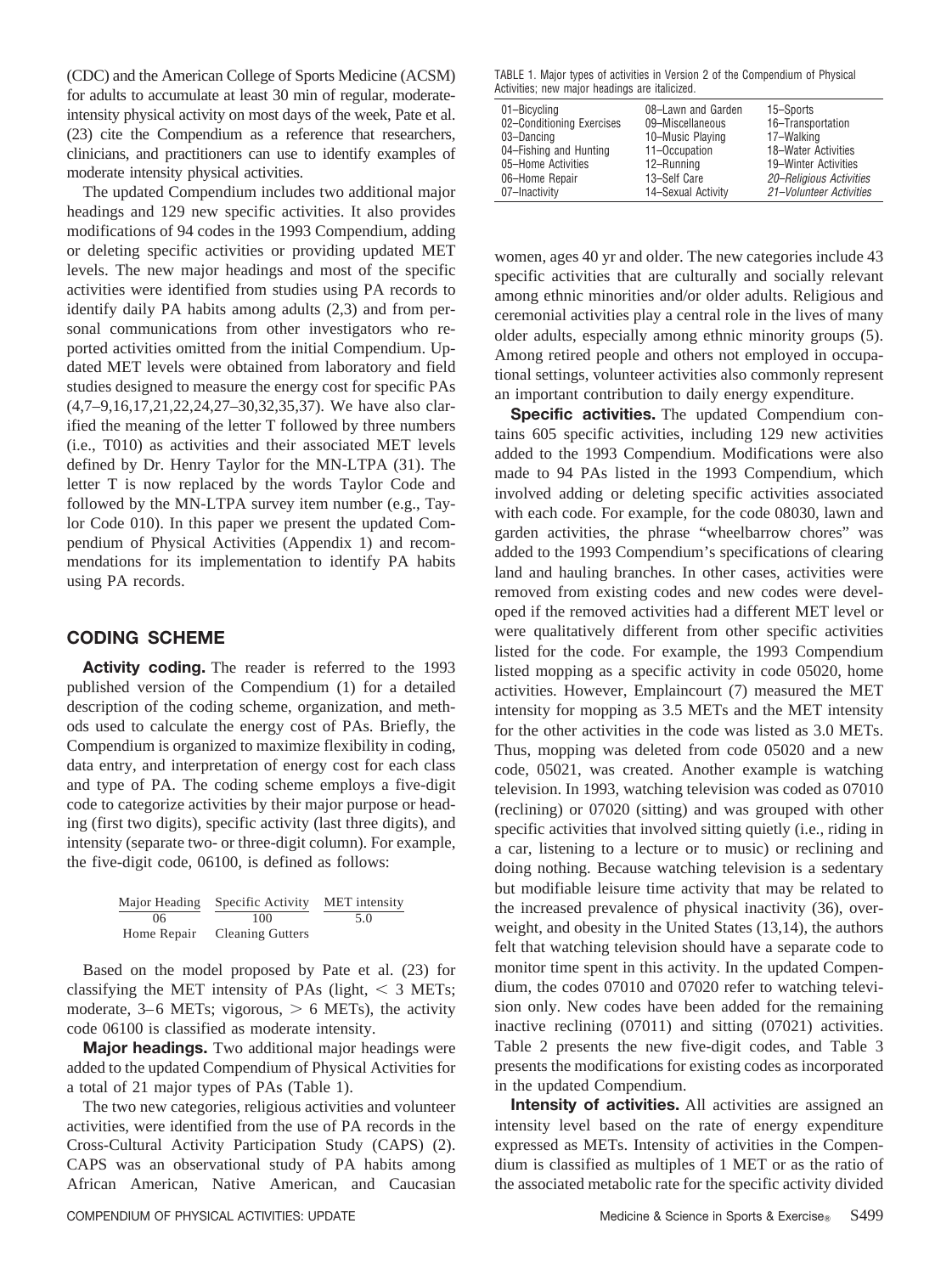(CDC) and the American College of Sports Medicine (ACSM) for adults to accumulate at least 30 min of regular, moderate-intensity physical activity on most days of the week, Pate et al. (23) cite the Compendium as a reference that researchers, clinicians, and practitioners can use to identify examples of moderate intensity physical activities.

The updated Compendium includes two additional major headings and 129 new specific activities. It also provides modifications of 94 codes in the 1993 Compendium, adding or deleting specific activities or providing updated MET levels. The new major headings and most of the specific activities were identified from studies using PA records to identify daily PA habits among adults (2,3) and from personal communications from other investigators who reported activities omitted from the initial Compendium. Updated MET levels were obtained from laboratory and field studies designed to measure the energy cost for specific PAs (4,7–9,16,17,21,22,24,27–30,32,35,37). We have also clarified the meaning of the letter T followed by three numbers (i.e., T010) as activities and their associated MET levels defined by Dr. Henry Taylor for the MN-LTPA (31). The letter T is now replaced by the words Taylor Code and followed by the MN-LTPA survey item number (e.g., Taylor Code 010). In this paper we present the updated Compendium of Physical Activities (Appendix 1) and recommendations for its implementation to identify PA habits using PA records.

## CODING SCHEME

**Activity coding.** The reader is referred to the 1993 published version of the Compendium (1) for a detailed description of the coding scheme, organization, and methods used to calculate the energy cost of PAs. Briefly, the Compendium is organized to maximize flexibility in coding, data entry, and interpretation of energy cost for each class and type of PA. The coding scheme employs a five-digit code to categorize activities by their major purpose or heading (first two digits), specific activity (last three digits), and intensity (separate two- or three-digit column). For example, the five-digit code, 06100, is defined as follows:

| Major Heading | Specific Activity | MET intensity |
|---|---|---|
| 06 | 100 | 5.0 |
| Home Repair | Cleaning Gutters | |

Based on the model proposed by Pate et al. (23) for classifying the MET intensity of PAs (light, $< 3$ METs; moderate, 3–6 METs; vigorous, $> 6$ METs), the activity code 06100 is classified as moderate intensity.

**Major headings.** Two additional major headings were added to the updated Compendium of Physical Activities for a total of 21 major types of PAs (Table 1).

The two new categories, religious activities and volunteer activities, were identified from the use of PA records in the Cross-Cultural Activity Participation Study (CAPS) (2). CAPS was an observational study of PA habits among African American, Native American, and Caucasian women, ages 40 yr and older. The new categories include 43 specific activities that are culturally and socially relevant among ethnic minorities and/or older adults. Religious and ceremonial activities play a central role in the lives of many older adults, especially among ethnic minority groups (5). Among retired people and others not employed in occupational settings, volunteer activities also commonly represent an important contribution to daily energy expenditure.

TABLE 1. Major types of activities in Version 2 of the Compendium of Physical Activities; new major headings are italicized.

| | | |
|---|---|---|
| 01–Bicycling | 08–Lawn and Garden | 15–Sports |
| 02–Conditioning Exercises | 09–Miscellaneous | 16–Transportation |
| 03–Dancing | 10–Music Playing | 17–Walking |
| 04–Fishing and Hunting | 11–Occupation | 18–Water Activities |
| 05–Home Activities | 12–Running | 19–Winter Activities |
| 06–Home Repair | 13–Self Care | *20–Religious Activities* |
| 07–Inactivity | 14–Sexual Activity | *21–Volunteer Activities* |

**Specific activities.** The updated Compendium contains 605 specific activities, including 129 new activities added to the 1993 Compendium. Modifications were also made to 94 PAs listed in the 1993 Compendium, which involved adding or deleting specific activities associated with each code. For example, for the code 08030, lawn and garden activities, the phrase "wheelbarrow chores" was added to the 1993 Compendium's specifications of clearing land and hauling branches. In other cases, activities were removed from existing codes and new codes were developed if the removed activities had a different MET level or were qualitatively different from other specific activities listed for the code. For example, the 1993 Compendium listed mopping as a specific activity in code 05020, home activities. However, Emplaincourt (7) measured the MET intensity for mopping as 3.5 METs and the MET intensity for the other activities in the code was listed as 3.0 METs. Thus, mopping was deleted from code 05020 and a new code, 05021, was created. Another example is watching television. In 1993, watching television was coded as 07010 (reclining) or 07020 (sitting) and was grouped with other specific activities that involved sitting quietly (i.e., riding in a car, listening to a lecture or to music) or reclining and doing nothing. Because watching television is a sedentary but modifiable leisure time activity that may be related to the increased prevalence of physical inactivity (36), overweight, and obesity in the United States (13,14), the authors felt that watching television should have a separate code to monitor time spent in this activity. In the updated Compendium, the codes 07010 and 07020 refer to watching television only. New codes have been added for the remaining inactive reclining (07011) and sitting (07021) activities. Table 2 presents the new five-digit codes, and Table 3 presents the modifications for existing codes as incorporated in the updated Compendium.

**Intensity of activities.** All activities are assigned an intensity level based on the rate of energy expenditure expressed as METs. Intensity of activities in the Compendium is classified as multiples of 1 MET or as the ratio of the associated metabolic rate for the specific activity divided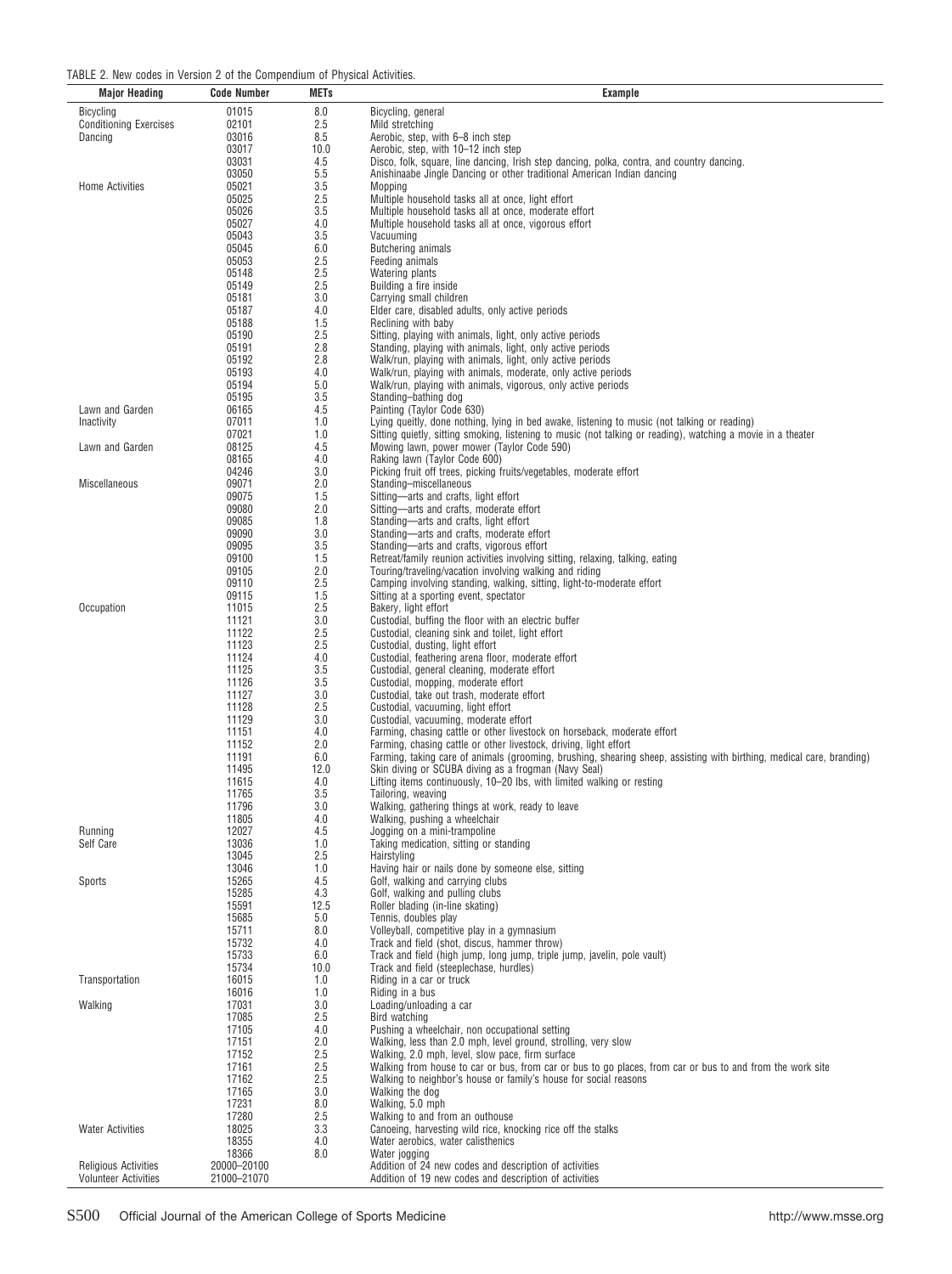TABLE 2. New codes in Version 2 of the Compendium of Physical Activities.

| Major Heading | Code Number | METs | Example |
|---|---|---|---|
| Bicycling | 01015 | 8.0 | Bicycling, general |
| Conditioning Exercises | 02101 | 2.5 | Mild stretching |
| Dancing | 03016 | 8.5 | Aerobic, step, with 6–8 inch step |
| | 03017 | 10.0 | Aerobic, step, with 10–12 inch step |
| | 03031 | 4.5 | Disco, folk, square, line dancing, Irish step dancing, polka, contra, and country dancing. |
| | 03050 | 5.5 | Anishinaabe Jingle Dancing or other traditional American Indian dancing |
| Home Activities | 05021 | 3.5 | Mopping |
| | 05025 | 2.5 | Multiple household tasks all at once, light effort |
| | 05026 | 3.5 | Multiple household tasks all at once, moderate effort |
| | 05027 | 4.0 | Multiple household tasks all at once, vigorous effort |
| | 05043 | 3.5 | Vacuuming |
| | 05045 | 6.0 | Butchering animals |
| | 05053 | 2.5 | Feeding animals |
| | 05148 | 2.5 | Watering plants |
| | 05149 | 2.5 | Building a fire inside |
| | 05181 | 3.0 | Carrying small children |
| | 05187 | 4.0 | Elder care, disabled adults, only active periods |
| | 05188 | 1.5 | Reclining with baby |
| | 05190 | 2.5 | Sitting, playing with animals, light, only active periods |
| | 05191 | 2.8 | Standing, playing with animals, light, only active periods |
| | 05192 | 2.8 | Walk/run, playing with animals, light, only active periods |
| | 05193 | 4.0 | Walk/run, playing with animals, moderate, only active periods |
| | 05194 | 5.0 | Walk/run, playing with animals, vigorous, only active periods |
| | 05195 | 3.5 | Standing–bathing dog |
| Lawn and Garden | 06165 | 4.5 | Painting (Taylor Code 630) |
| Inactivity | 07011 | 1.0 | Lying queitly, done nothing, lying in bed awake, listening to music (not talking or reading) |
| | 07021 | 1.0 | Sitting quietly, sitting smoking, listening to music (not talking or reading), watching a movie in a theater |
| Lawn and Garden | 08125 | 4.5 | Mowing lawn, power mower (Taylor Code 590) |
| | 08165 | 4.0 | Raking lawn (Taylor Code 600) |
| | 04246 | 3.0 | Picking fruit off trees, picking fruits/vegetables, moderate effort |
| Miscellaneous | 09071 | 2.0 | Standing–miscellaneous |
| | 09075 | 1.5 | Sitting—arts and crafts, light effort |
| | 09080 | 2.0 | Sitting—arts and crafts, moderate effort |
| | 09085 | 1.8 | Standing—arts and crafts, light effort |
| | 09090 | 3.0 | Standing—arts and crafts, moderate effort |
| | 09095 | 3.5 | Standing—arts and crafts, vigorous effort |
| | 09100 | 1.5 | Retreat/family reunion activities involving sitting, relaxing, talking, eating |
| | 09105 | 2.0 | Touring/traveling/vacation involving walking and riding |
| | 09110 | 2.5 | Camping involving standing, walking, sitting, light-to-moderate effort |
| | 09115 | 1.5 | Sitting at a sporting event, spectator |
| Occupation | 11015 | 2.5 | Bakery, light effort |
| | 11121 | 3.0 | Custodial, buffing the floor with an electric buffer |
| | 11122 | 2.5 | Custodial, cleaning sink and toilet, light effort |
| | 11123 | 2.5 | Custodial, dusting, light effort |
| | 11124 | 4.0 | Custodial, feathering arena floor, moderate effort |
| | 11125 | 3.5 | Custodial, general cleaning, moderate effort |
| | 11126 | 3.5 | Custodial, mopping, moderate effort |
| | 11127 | 3.0 | Custodial, take out trash, moderate effort |
| | 11128 | 2.5 | Custodial, vacuuming, light effort |
| | 11129 | 3.0 | Custodial, vacuuming, moderate effort |
| | 11151 | 4.0 | Farming, chasing cattle or other livestock on horseback, moderate effort |
| | 11152 | 2.0 | Farming, chasing cattle or other livestock, driving, light effort |
| | 11191 | 6.0 | Farming, taking care of animals (grooming, brushing, shearing sheep, assisting with birthing, medical care, branding) |
| | 11495 | 12.0 | Skin diving or SCUBA diving as a frogman (Navy Seal) |
| | 11615 | 4.0 | Lifting items continuously, 10–20 lbs, with limited walking or resting |
| | 11765 | 3.5 | Tailoring, weaving |
| | 11796 | 3.0 | Walking, gathering things at work, ready to leave |
| | 11805 | 4.0 | Walking, pushing a wheelchair |
| Running | 12027 | 4.5 | Jogging on a mini-trampoline |
| Self Care | 13036 | 1.0 | Taking medication, sitting or standing |
| | 13045 | 2.5 | Hairstyling |
| | 13046 | 1.0 | Having hair or nails done by someone else, sitting |
| Sports | 15265 | 4.5 | Golf, walking and carrying clubs |
| | 15285 | 4.3 | Golf, walking and pulling clubs |
| | 15591 | 12.5 | Roller blading (in-line skating) |
| | 15685 | 5.0 | Tennis, doubles play |
| | 15711 | 8.0 | Volleyball, competitive play in a gymnasium |
| | 15732 | 4.0 | Track and field (shot, discus, hammer throw) |
| | 15733 | 6.0 | Track and field (high jump, long jump, triple jump, javelin, pole vault) |
| | 15734 | 10.0 | Track and field (steeplechase, hurdles) |
| Transportation | 16015 | 1.0 | Riding in a car or truck |
| | 16016 | 1.0 | Riding in a bus |
| Walking | 17031 | 3.0 | Loading/unloading a car |
| | 17085 | 2.5 | Bird watching |
| | 17105 | 4.0 | Pushing a wheelchair, non occupational setting |
| | 17151 | 2.0 | Walking, less than 2.0 mph, level ground, strolling, very slow |
| | 17152 | 2.5 | Walking, 2.0 mph, level, slow pace, firm surface |
| | 17161 | 2.5 | Walking from house to car or bus, from car or bus to go places, from car or bus to and from the work site |
| | 17162 | 2.5 | Walking to neighbor's house or family's house for social reasons |
| | 17165 | 3.0 | Walking the dog |
| | 17231 | 8.0 | Walking, 5.0 mph |
| | 17280 | 2.5 | Walking to and from an outhouse |
| Water Activities | 18025 | 3.3 | Canoeing, harvesting wild rice, knocking rice off the stalks |
| | 18355 | 4.0 | Water aerobics, water calisthenics |
| | 18366 | 8.0 | Water jogging |
| Religious Activities | 20000–20100 | | Addition of 24 new codes and description of activities |
| Volunteer Activities | 21000–21070 | | Addition of 19 new codes and description of activities |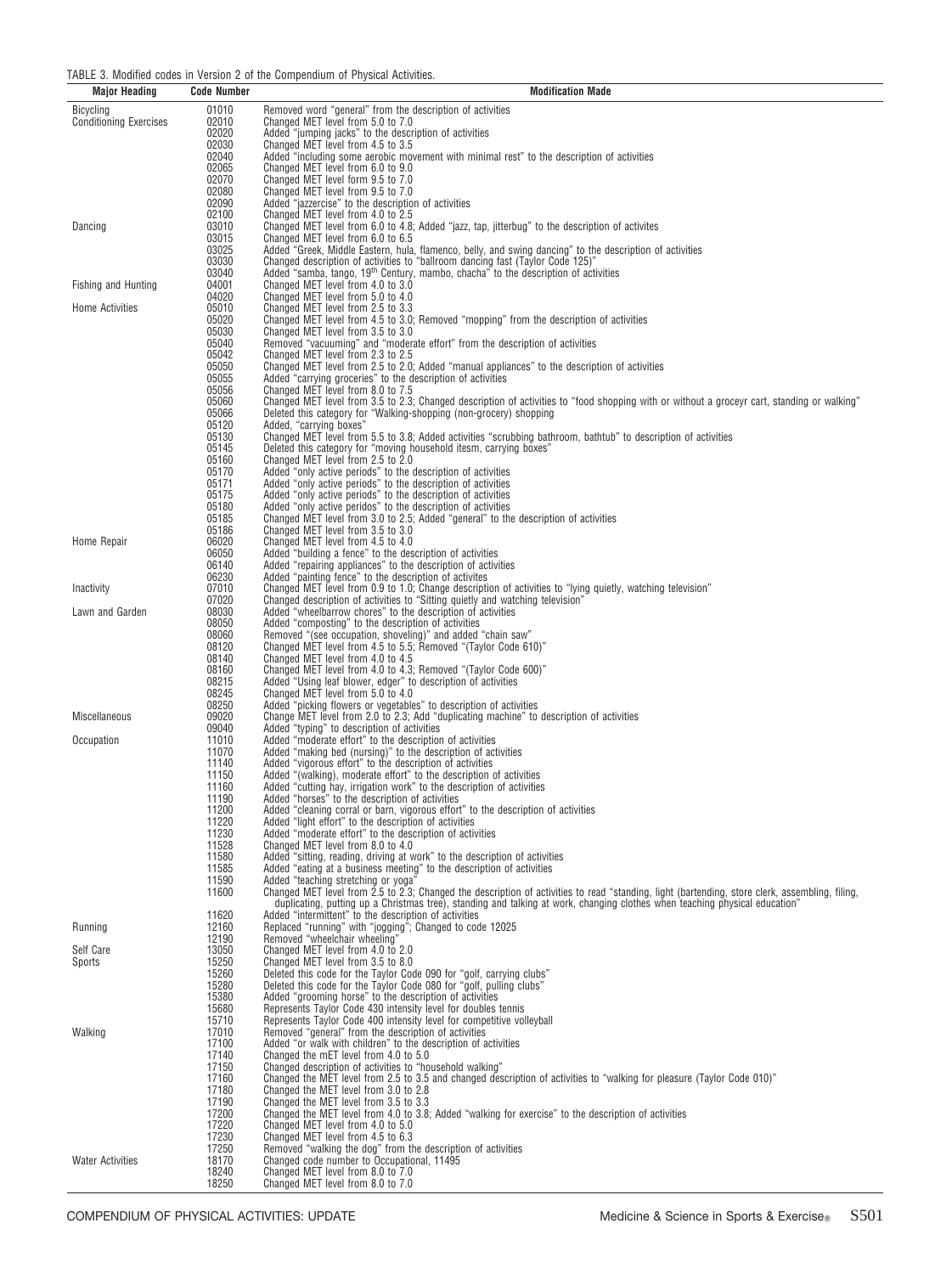TABLE 3. Modified codes in Version 2 of the Compendium of Physical Activities.

| Major Heading | Code Number | Modification Made |
|---|---|---|
| Bicycling | 01010 | Removed word "general" from the description of activities |
| Conditioning Exercises | 02010 | Changed MET level from 5.0 to 7.0 |
| | 02020 | Added "jumping jacks" to the description of activities |
| | 02030 | Changed MET level from 4.5 to 3.5 |
| | 02040 | Added "including some aerobic movement with minimal rest" to the description of activities |
| | 02065 | Changed MET level from 6.0 to 9.0 |
| | 02070 | Changed MET level form 9.5 to 7.0 |
| | 02080 | Changed MET level from 9.5 to 7.0 |
| | 02090 | Added "jazzercise" to the description of activities |
| | 02100 | Changed MET level from 4.0 to 2.5 |
| Dancing | 03010 | Changed MET level from 6.0 to 4.8; Added "jazz, tap, jitterbug" to the description of activites |
| | 03015 | Changed MET level from 6.0 to 6.5 |
| | 03025 | Added "Greek, Middle Eastern, hula, flamenco, belly, and swing dancing" to the description of activities |
| | 03030 | Changed description of activities to "ballroom dancing fast (Taylor Code 125)" |
| | 03040 | Added "samba, tango, 19th Century, mambo, chacha" to the description of activities |
| Fishing and Hunting | 04001 | Changed MET level from 4.0 to 3.0 |
| | 04020 | Changed MET level from 5.0 to 4.0 |
| Home Activities | 05010 | Changed MET level from 2.5 to 3.3 |
| | 05020 | Changed MET level from 4.5 to 3.0; Removed "mopping" from the description of activities |
| | 05030 | Changed MET level from 3.5 to 3.0 |
| | 05040 | Removed "vacuuming" and "moderate effort" from the description of activities |
| | 05042 | Changed MET level from 2.3 to 2.5 |
| | 05050 | Changed MET level from 2.5 to 2.0; Added "manual appliances" to the description of activities |
| | 05055 | Added "carrying groceries" to the description of activities |
| | 05056 | Changed MET level from 8.0 to 7.5 |
| | 05060 | Changed MET level from 3.5 to 2.3; Changed description of activities to "food shopping with or without a groceyr cart, standing or walking" |
| | 05066 | Deleted this category for "Walking-shopping (non-grocery) shopping |
| | 05120 | Added, "carrying boxes" |
| | 05130 | Changed MET level from 5.5 to 3.8; Added activities "scrubbing bathroom, bathtub" to description of activities |
| | 05145 | Deleted this category for "moving household itesm, carrying boxes" |
| | 05160 | Changed MET level from 2.5 to 2.0 |
| | 05170 | Added "only active periods" to the description of activities |
| | 05171 | Added "only active periods" to the description of activities |
| | 05175 | Added "only active periods" to the description of activities |
| | 05180 | Added "only active peridos" to the description of activities |
| | 05185 | Changed MET level from 3.0 to 2.5; Added "general" to the description of activities |
| | 05186 | Changed MET level from 3.5 to 3.0 |
| Home Repair | 06020 | Changed MET level from 4.5 to 4.0 |
| | 06050 | Added "building a fence" to the description of activities |
| | 06140 | Added "repairing appliances" to the description of activities |
| | 06230 | Added "painting fence" to the description of activites |
| Inactivity | 07010 | Changed MET level from 0.9 to 1.0; Change description of activities to "lying quietly, watching television" |
| | 07020 | Changed description of activities to "Sitting quietly and watching television" |
| Lawn and Garden | 08030 | Added "wheelbarrow chores" to the description of activities |
| | 08050 | Added "composting" to the description of activities |
| | 08060 | Removed "(see occupation, shoveling)" and added "chain saw" |
| | 08120 | Changed MET level from 4.5 to 5.5; Removed "(Taylor Code 610)" |
| | 08140 | Changed MET level from 4.0 to 4.5 |
| | 08160 | Changed MET level from 4.0 to 4.3; Removed "(Taylor Code 600)" |
| | 08215 | Added "Using leaf blower, edger" to description of activities |
| | 08245 | Changed MET level from 5.0 to 4.0 |
| | 08250 | Added "picking flowers or vegetables" to description of activities |
| Miscellaneous | 09020 | Change MET level from 2.0 to 2.3; Add "duplicating machine" to description of activities |
| | 09040 | Added "typing" to description of activities |
| Occupation | 11010 | Added "moderate effort" to the description of activities |
| | 11070 | Added "making bed (nursing)" to the description of activities |
| | 11140 | Added "vigorous effort" to the description of activities |
| | 11150 | Added "(walking), moderate effort" to the description of activities |
| | 11160 | Added "cutting hay, irrigation work" to the description of activities |
| | 11190 | Added "horses" to the description of activities |
| | 11200 | Added "cleaning corral or barn, vigorous effort" to the description of activities |
| | 11220 | Added "light effort" to the description of activities |
| | 11230 | Added "moderate effort" to the description of activities |
| | 11528 | Changed MET level from 8.0 to 4.0 |
| | 11580 | Added "sitting, reading, driving at work" to the description of activities |
| | 11585 | Added "eating at a business meeting" to the description of activities |
| | 11590 | Added "teaching stretching or yoga" |
| | 11600 | Changed MET level from 2.5 to 2.3; Changed the description of activities to read "standing, light (bartending, store clerk, assembling, filing, duplicating, putting up a Christmas tree), standing and talking at work, changing clothes when teaching physical education" |
| | 11620 | Added "intermittent" to the description of activities |
| Running | 12160 | Replaced "running" with "jogging"; Changed to code 12025 |
| | 12190 | Removed "wheelchair wheeling" |
| Self Care | 13050 | Changed MET level from 4.0 to 2.0 |
| Sports | 15250 | Changed MET level from 3.5 to 8.0 |
| | 15260 | Deleted this code for the Taylor Code 090 for "golf, carrying clubs" |
| | 15280 | Deleted this code for the Taylor Code 080 for "golf, pulling clubs" |
| | 15380 | Added "grooming horse" to the description of activities |
| | 15680 | Represents Taylor Code 430 intensity level for doubles tennis |
| | 15710 | Represents Taylor Code 400 intensity level for competitive volleyball |
| Walking | 17010 | Removed "general" from the description of activities |
| | 17100 | Added "or walk with children" to the description of activities |
| | 17140 | Changed the mET level from 4.0 to 5.0 |
| | 17150 | Changed description of activities to "household walking" |
| | 17160 | Changed the MET level from 2.5 to 3.5 and changed description of activities to "walking for pleasure (Taylor Code 010)" |
| | 17180 | Changed the MET level from 3.0 to 2.8 |
| | 17190 | Changed the MET level from 3.5 to 3.3 |
| | 17200 | Changed the MET level from 4.0 to 3.8; Added "walking for exercise" to the description of activities |
| | 17220 | Changed MET level from 4.0 to 5.0 |
| | 17230 | Changed MET level from 4.5 to 6.3 |
| | 17250 | Removed "walking the dog" from the description of activities |
| Water Activities | 18170 | Changed code number to Occupational, 11495 |
| | 18240 | Changed MET level from 8.0 to 7.0 |
| | 18250 | Changed MET level from 8.0 to 7.0 |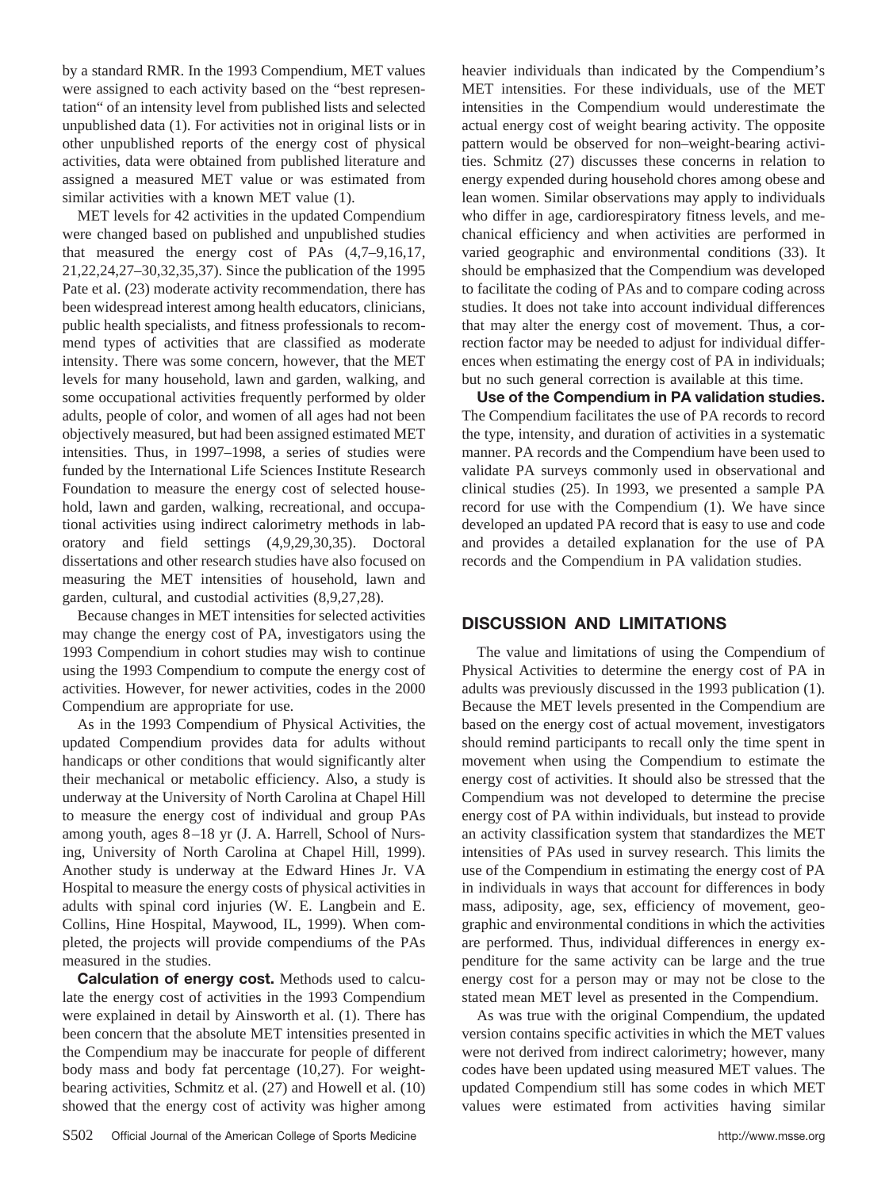by a standard RMR. In the 1993 Compendium, MET values were assigned to each activity based on the "best representation" of an intensity level from published lists and selected unpublished data (1). For activities not in original lists or in other unpublished reports of the energy cost of physical activities, data were obtained from published literature and assigned a measured MET value or was estimated from similar activities with a known MET value (1).

MET levels for 42 activities in the updated Compendium were changed based on published and unpublished studies that measured the energy cost of PAs (4,7–9,16,17, 21,22,24,27–30,32,35,37). Since the publication of the 1995 Pate et al. (23) moderate activity recommendation, there has been widespread interest among health educators, clinicians, public health specialists, and fitness professionals to recommend types of activities that are classified as moderate intensity. There was some concern, however, that the MET levels for many household, lawn and garden, walking, and some occupational activities frequently performed by older adults, people of color, and women of all ages had not been objectively measured, but had been assigned estimated MET intensities. Thus, in 1997–1998, a series of studies were funded by the International Life Sciences Institute Research Foundation to measure the energy cost of selected household, lawn and garden, walking, recreational, and occupational activities using indirect calorimetry methods in laboratory and field settings (4,9,29,30,35). Doctoral dissertations and other research studies have also focused on measuring the MET intensities of household, lawn and garden, cultural, and custodial activities (8,9,27,28).

Because changes in MET intensities for selected activities may change the energy cost of PA, investigators using the 1993 Compendium in cohort studies may wish to continue using the 1993 Compendium to compute the energy cost of activities. However, for newer activities, codes in the 2000 Compendium are appropriate for use.

As in the 1993 Compendium of Physical Activities, the updated Compendium provides data for adults without handicaps or other conditions that would significantly alter their mechanical or metabolic efficiency. Also, a study is underway at the University of North Carolina at Chapel Hill to measure the energy cost of individual and group PAs among youth, ages 8–18 yr (J. A. Harrell, School of Nursing, University of North Carolina at Chapel Hill, 1999). Another study is underway at the Edward Hines Jr. VA Hospital to measure the energy costs of physical activities in adults with spinal cord injuries (W. E. Langbein and E. Collins, Hine Hospital, Maywood, IL, 1999). When completed, the projects will provide compendiums of the PAs measured in the studies.

**Calculation of energy cost.** Methods used to calculate the energy cost of activities in the 1993 Compendium were explained in detail by Ainsworth et al. (1). There has been concern that the absolute MET intensities presented in the Compendium may be inaccurate for people of different body mass and body fat percentage (10,27). For weight-bearing activities, Schmitz et al. (27) and Howell et al. (10) showed that the energy cost of activity was higher among heavier individuals than indicated by the Compendium's MET intensities. For these individuals, use of the MET intensities in the Compendium would underestimate the actual energy cost of weight bearing activity. The opposite pattern would be observed for non–weight-bearing activities. Schmitz (27) discusses these concerns in relation to energy expended during household chores among obese and lean women. Similar observations may apply to individuals who differ in age, cardiorespiratory fitness levels, and mechanical efficiency and when activities are performed in varied geographic and environmental conditions (33). It should be emphasized that the Compendium was developed to facilitate the coding of PAs and to compare coding across studies. It does not take into account individual differences that may alter the energy cost of movement. Thus, a correction factor may be needed to adjust for individual differences when estimating the energy cost of PA in individuals; but no such general correction is available at this time.

**Use of the Compendium in PA validation studies.** The Compendium facilitates the use of PA records to record the type, intensity, and duration of activities in a systematic manner. PA records and the Compendium have been used to validate PA surveys commonly used in observational and clinical studies (25). In 1993, we presented a sample PA record for use with the Compendium (1). We have since developed an updated PA record that is easy to use and code and provides a detailed explanation for the use of PA records and the Compendium in PA validation studies.

## DISCUSSION AND LIMITATIONS

The value and limitations of using the Compendium of Physical Activities to determine the energy cost of PA in adults was previously discussed in the 1993 publication (1). Because the MET levels presented in the Compendium are based on the energy cost of actual movement, investigators should remind participants to recall only the time spent in movement when using the Compendium to estimate the energy cost of activities. It should also be stressed that the Compendium was not developed to determine the precise energy cost of PA within individuals, but instead to provide an activity classification system that standardizes the MET intensities of PAs used in survey research. This limits the use of the Compendium in estimating the energy cost of PA in individuals in ways that account for differences in body mass, adiposity, age, sex, efficiency of movement, geographic and environmental conditions in which the activities are performed. Thus, individual differences in energy expenditure for the same activity can be large and the true energy cost for a person may or may not be close to the stated mean MET level as presented in the Compendium.

As was true with the original Compendium, the updated version contains specific activities in which the MET values were not derived from indirect calorimetry; however, many codes have been updated using measured MET values. The updated Compendium still has some codes in which MET values were estimated from activities having similar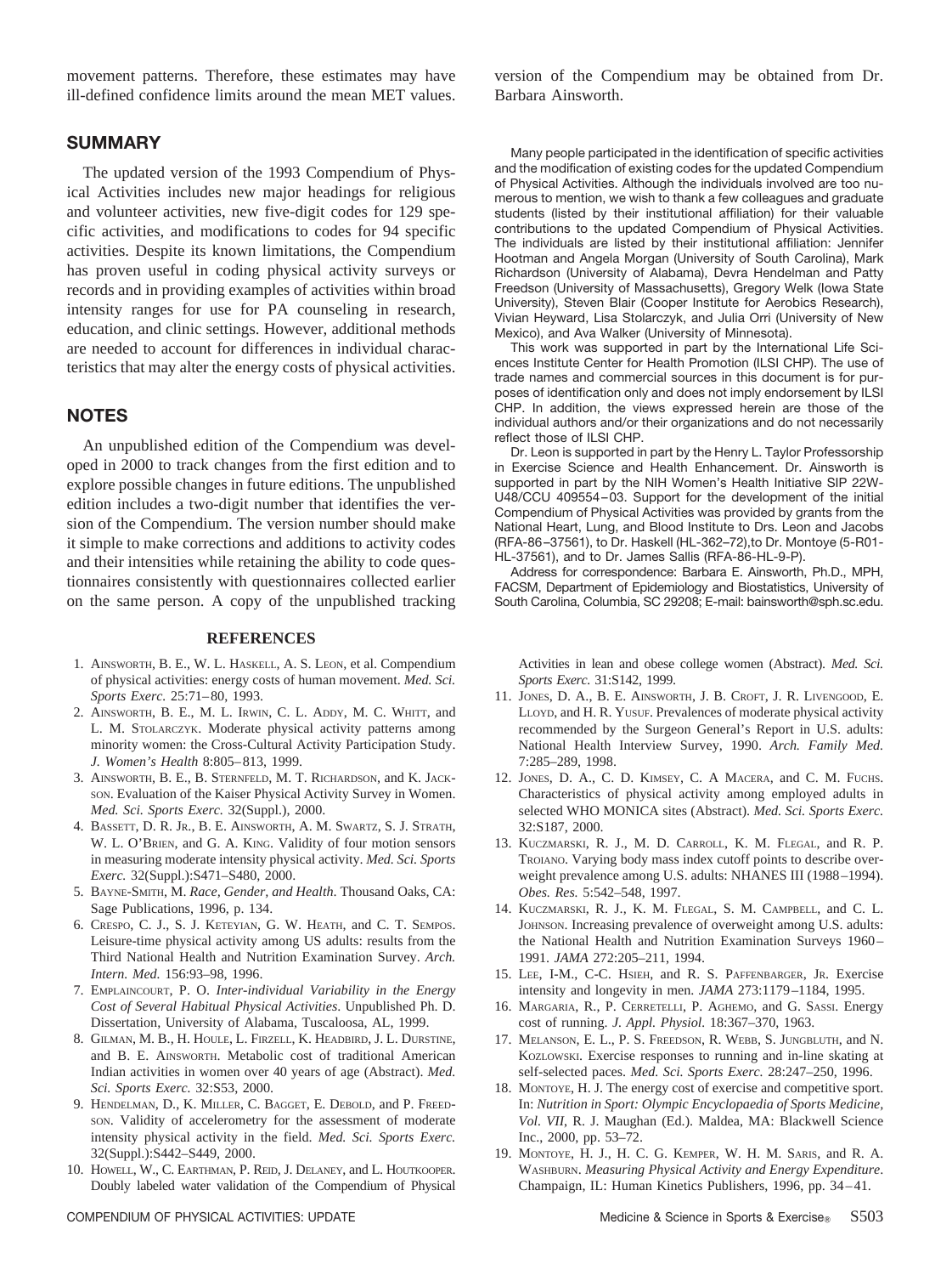movement patterns. Therefore, these estimates may have ill-defined confidence limits around the mean MET values.

## SUMMARY

The updated version of the 1993 Compendium of Physical Activities includes new major headings for religious and volunteer activities, new five-digit codes for 129 specific activities, and modifications to codes for 94 specific activities. Despite its known limitations, the Compendium has proven useful in coding physical activity surveys or records and in providing examples of activities within broad intensity ranges for use for PA counseling in research, education, and clinic settings. However, additional methods are needed to account for differences in individual characteristics that may alter the energy costs of physical activities.

## NOTES

An unpublished edition of the Compendium was developed in 2000 to track changes from the first edition and to explore possible changes in future editions. The unpublished edition includes a two-digit number that identifies the version of the Compendium. The version number should make it simple to make corrections and additions to activity codes and their intensities while retaining the ability to code questionnaires consistently with questionnaires collected earlier on the same person. A copy of the unpublished tracking version of the Compendium may be obtained from Dr. Barbara Ainsworth.

Many people participated in the identification of specific activities and the modification of existing codes for the updated Compendium of Physical Activities. Although the individuals involved are too numerous to mention, we wish to thank a few colleagues and graduate students (listed by their institutional affiliation) for their valuable contributions to the updated Compendium of Physical Activities. The individuals are listed by their institutional affiliation: Jennifer Hootman and Angela Morgan (University of South Carolina), Mark Richardson (University of Alabama), Devra Hendelman and Patty Freedson (University of Massachusetts), Gregory Welk (Iowa State University), Steven Blair (Cooper Institute for Aerobics Research), Vivian Heyward, Lisa Stolarczyk, and Julia Orri (University of New Mexico), and Ava Walker (University of Minnesota).

This work was supported in part by the International Life Sciences Institute Center for Health Promotion (ILSI CHP). The use of trade names and commercial sources in this document is for purposes of identification only and does not imply endorsement by ILSI CHP. In addition, the views expressed herein are those of the individual authors and/or their organizations and do not necessarily reflect those of ILSI CHP.

Dr. Leon is supported in part by the Henry L. Taylor Professorship in Exercise Science and Health Enhancement. Dr. Ainsworth is supported in part by the NIH Women's Health Initiative SIP 22W-U48/CCU 409554–03. Support for the development of the initial Compendium of Physical Activities was provided by grants from the National Heart, Lung, and Blood Institute to Drs. Leon and Jacobs (RFA-86–37561), to Dr. Haskell (HL-362–72),to Dr. Montoye (5-R01-HL-37561), and to Dr. James Sallis (RFA-86-HL-9-P).

Address for correspondence: Barbara E. Ainsworth, Ph.D., MPH, FACSM, Department of Epidemiology and Biostatistics, University of South Carolina, Columbia, SC 29208; E-mail: bainsworth@sph.sc.edu.

## REFERENCES

1. Ainsworth, B. E., W. L. Haskell, A. S. Leon, et al. Compendium of physical activities: energy costs of human movement. *Med. Sci. Sports Exerc.* 25:71–80, 1993.
2. Ainsworth, B. E., M. L. Irwin, C. L. Addy, M. C. Whitt, and L. M. Stolarczyk. Moderate physical activity patterns among minority women: the Cross-Cultural Activity Participation Study. *J. Women's Health* 8:805–813, 1999.
3. Ainsworth, B. E., B. Sternfeld, M. T. Richardson, and K. Jackson. Evaluation of the Kaiser Physical Activity Survey in Women. *Med. Sci. Sports Exerc.* 32(Suppl.), 2000.
4. Bassett, D. R. Jr., B. E. Ainsworth, A. M. Swartz, S. J. Strath, W. L. O'Brien, and G. A. King. Validity of four motion sensors in measuring moderate intensity physical activity. *Med. Sci. Sports Exerc.* 32(Suppl.):S471–S480, 2000.
5. Bayne-Smith, M. *Race, Gender, and Health*. Thousand Oaks, CA: Sage Publications, 1996, p. 134.
6. Crespo, C. J., S. J. Keteyian, G. W. Heath, and C. T. Sempos. Leisure-time physical activity among US adults: results from the Third National Health and Nutrition Examination Survey. *Arch. Intern. Med.* 156:93–98, 1996.
7. Emplaincourt, P. O. *Inter-individual Variability in the Energy Cost of Several Habitual Physical Activities*. Unpublished Ph. D. Dissertation, University of Alabama, Tuscaloosa, AL, 1999.
8. Gilman, M. B., H. Houle, L. Firzell, K. Headbird, J. L. Durstine, and B. E. Ainsworth. Metabolic cost of traditional American Indian activities in women over 40 years of age (Abstract). *Med. Sci. Sports Exerc.* 32:S53, 2000.
9. Hendelman, D., K. Miller, C. Bagget, E. Debold, and P. Freedson. Validity of accelerometry for the assessment of moderate intensity physical activity in the field. *Med. Sci. Sports Exerc.* 32(Suppl.):S442–S449, 2000.
10. Howell, W., C. Earthman, P. Reid, J. Delaney, and L. Houtkooper. Doubly labeled water validation of the Compendium of Physical Activities in lean and obese college women (Abstract). *Med. Sci. Sports Exerc.* 31:S142, 1999.
11. Jones, D. A., B. E. Ainsworth, J. B. Croft, J. R. Livengood, E. Lloyd, and H. R. Yusuf. Prevalences of moderate physical activity recommended by the Surgeon General's Report in U.S. adults: National Health Interview Survey, 1990. *Arch. Family Med.* 7:285–289, 1998.
12. Jones, D. A., C. D. Kimsey, C. A Macera, and C. M. Fuchs. Characteristics of physical activity among employed adults in selected WHO MONICA sites (Abstract). *Med. Sci. Sports Exerc.* 32:S187, 2000.
13. Kuczmarski, R. J., M. D. Carroll, K. M. Flegal, and R. P. Troiano. Varying body mass index cutoff points to describe overweight prevalence among U.S. adults: NHANES III (1988–1994). *Obes. Res.* 5:542–548, 1997.
14. Kuczmarski, R. J., K. M. Flegal, S. M. Campbell, and C. L. Johnson. Increasing prevalence of overweight among U.S. adults: the National Health and Nutrition Examination Surveys 1960–1991. *JAMA* 272:205–211, 1994.
15. Lee, I-M., C-C. Hsieh, and R. S. Paffenbarger, Jr. Exercise intensity and longevity in men. *JAMA* 273:1179–1184, 1995.
16. Margaria, R., P. Cerretelli, P. Aghemo, and G. Sassi. Energy cost of running. *J. Appl. Physiol.* 18:367–370, 1963.
17. Melanson, E. L., P. S. Freedson, R. Webb, S. Jungbluth, and N. Kozlowski. Exercise responses to running and in-line skating at self-selected paces. *Med. Sci. Sports Exerc.* 28:247–250, 1996.
18. Montoye, H. J. The energy cost of exercise and competitive sport. In: *Nutrition in Sport: Olympic Encyclopaedia of Sports Medicine, Vol. VII*, R. J. Maughan (Ed.). Maldea, MA: Blackwell Science Inc., 2000, pp. 53–72.
19. Montoye, H. J., H. C. G. Kemper, W. H. M. Saris, and R. A. Washburn. *Measuring Physical Activity and Energy Expenditure*. Champaign, IL: Human Kinetics Publishers, 1996, pp. 34–41.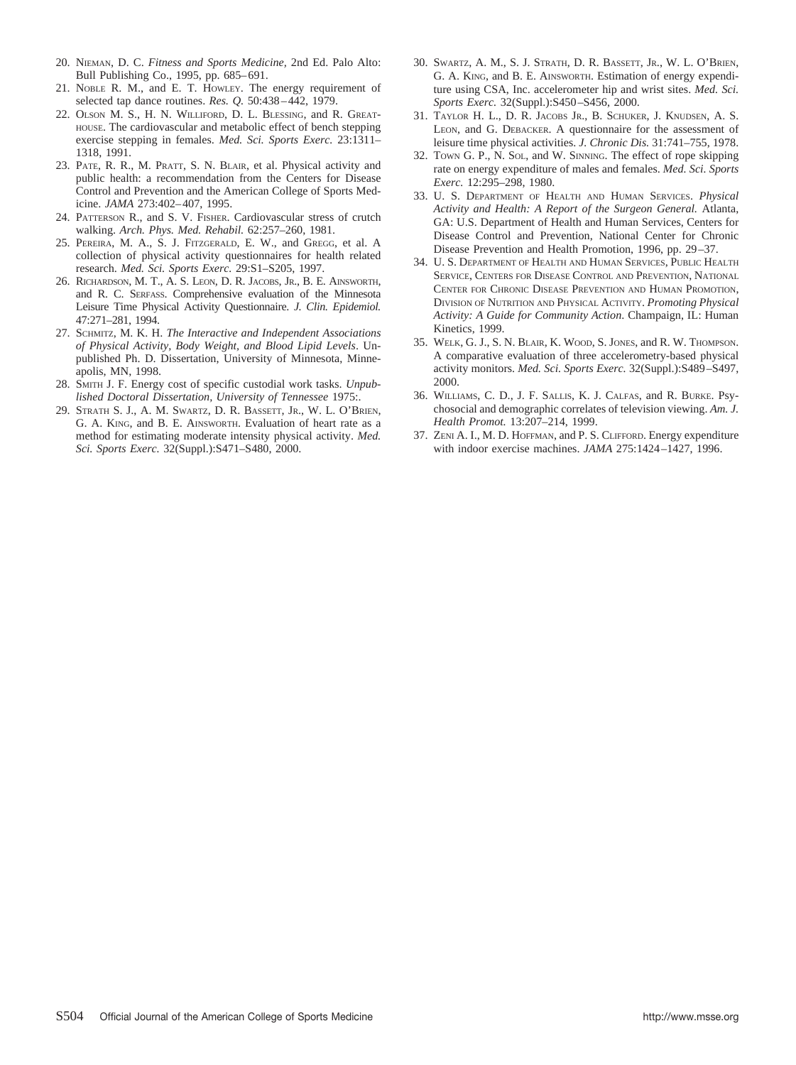20. Nieman, D. C. *Fitness and Sports Medicine,* 2nd Ed. Palo Alto: Bull Publishing Co., 1995, pp. 685–691.
21. Noble R. M., and E. T. Howley. The energy requirement of selected tap dance routines. *Res. Q.* 50:438–442, 1979.
22. Olson M. S., H. N. Williford, D. L. Blessing, and R. Greathouse. The cardiovascular and metabolic effect of bench stepping exercise stepping in females. *Med. Sci. Sports Exerc.* 23:1311–1318, 1991.
23. Pate, R. R., M. Pratt, S. N. Blair, et al. Physical activity and public health: a recommendation from the Centers for Disease Control and Prevention and the American College of Sports Medicine. *JAMA* 273:402–407, 1995.
24. Patterson R., and S. V. Fisher. Cardiovascular stress of crutch walking. *Arch. Phys. Med. Rehabil.* 62:257–260, 1981.
25. Pereira, M. A., S. J. Fitzgerald, E. W., and Gregg, et al. A collection of physical activity questionnaires for health related research. *Med. Sci. Sports Exerc.* 29:S1–S205, 1997.
26. Richardson, M. T., A. S. Leon, D. R. Jacobs, Jr., B. E. Ainsworth, and R. C. Serfass. Comprehensive evaluation of the Minnesota Leisure Time Physical Activity Questionnaire. *J. Clin. Epidemiol.* 47:271–281, 1994.
27. Schmitz, M. K. H. *The Interactive and Independent Associations of Physical Activity, Body Weight, and Blood Lipid Levels*. Unpublished Ph. D. Dissertation, University of Minnesota, Minneapolis, MN, 1998.
28. Smith J. F. Energy cost of specific custodial work tasks. *Unpublished Doctoral Dissertation, University of Tennessee* 1975:.
29. Strath S. J., A. M. Swartz, D. R. Bassett, Jr., W. L. O'Brien, G. A. King, and B. E. Ainsworth. Evaluation of heart rate as a method for estimating moderate intensity physical activity. *Med. Sci. Sports Exerc.* 32(Suppl.):S471–S480, 2000.
30. Swartz, A. M., S. J. Strath, D. R. Bassett, Jr., W. L. O'Brien, G. A. King, and B. E. Ainsworth. Estimation of energy expenditure using CSA, Inc. accelerometer hip and wrist sites. *Med. Sci. Sports Exerc.* 32(Suppl.):S450–S456, 2000.
31. Taylor H. L., D. R. Jacobs Jr., B. Schuker, J. Knudsen, A. S. Leon, and G. Debacker. A questionnaire for the assessment of leisure time physical activities. *J. Chronic Dis.* 31:741–755, 1978.
32. Town G. P., N. Sol, and W. Sinning. The effect of rope skipping rate on energy expenditure of males and females. *Med. Sci. Sports Exerc.* 12:295–298, 1980.
33. U. S. Department of Health and Human Services. *Physical Activity and Health: A Report of the Surgeon General.* Atlanta, GA: U.S. Department of Health and Human Services, Centers for Disease Control and Prevention, National Center for Chronic Disease Prevention and Health Promotion, 1996, pp. 29–37.
34. U. S. Department of Health and Human Services, Public Health Service, Centers for Disease Control and Prevention, National Center for Chronic Disease Prevention and Human Promotion, Division of Nutrition and Physical Activity. *Promoting Physical Activity: A Guide for Community Action*. Champaign, IL: Human Kinetics, 1999.
35. Welk, G. J., S. N. Blair, K. Wood, S. Jones, and R. W. Thompson. A comparative evaluation of three accelerometry-based physical activity monitors. *Med. Sci. Sports Exerc.* 32(Suppl.):S489–S497, 2000.
36. Williams, C. D., J. F. Sallis, K. J. Calfas, and R. Burke. Psychosocial and demographic correlates of television viewing. *Am. J. Health Promot.* 13:207–214, 1999.
37. Zeni A. I., M. D. Hoffman, and P. S. Clifford. Energy expenditure with indoor exercise machines. *JAMA* 275:1424–1427, 1996.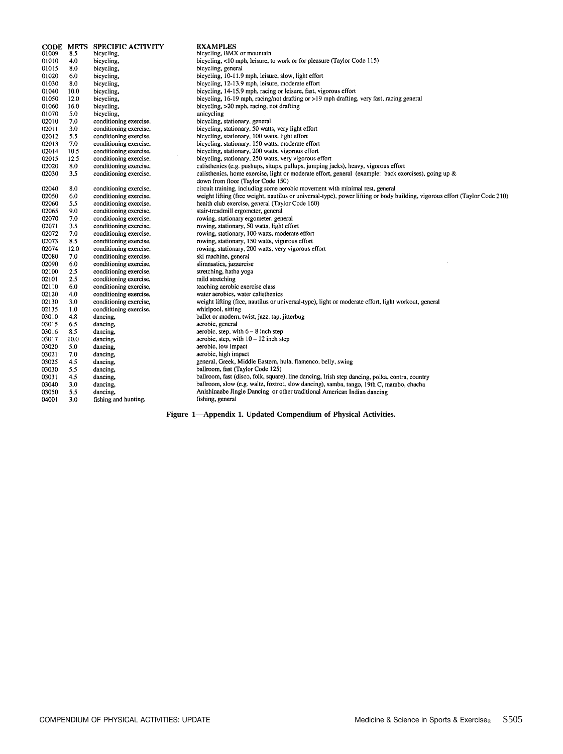| CODE | METS | SPECIFIC ACTIVITY | EXAMPLES |
| --- | --- | --- | --- |
| 01009 | 8.5 | bicycling, | bicycling, BMX or mountain |
| 01010 | 4.0 | bicycling, | bicycling, <10 mph, leisure, to work or for pleasure (Taylor Code 115) |
| 01015 | 8.0 | bicycling, | bicycling, general |
| 01020 | 6.0 | bicycling, | bicycling, 10-11.9 mph, leisure, slow, light effort |
| 01030 | 8.0 | bicycling, | bicycling, 12-13.9 mph, leisure, moderate effort |
| 01040 | 10.0 | bicycling, | bicycling, 14-15.9 mph, racing or leisure, fast, vigorous effort |
| 01050 | 12.0 | bicycling, | bicycling, 16-19 mph, racing/not drafting or >19 mph drafting, very fast, racing general |
| 01060 | 16.0 | bicycling, | bicycling, >20 mph, racing, not drafting |
| 01070 | 5.0 | bicycling, | unicycling |
| 02010 | 7.0 | conditioning exercise, | bicycling, stationary, general |
| 02011 | 3.0 | conditioning exercise, | bicycling, stationary, 50 watts, very light effort |
| 02012 | 5.5 | conditioning exercise, | bicycling, stationary, 100 watts, light effort |
| 02013 | 7.0 | conditioning exercise, | bicycling, stationary, 150 watts, moderate effort |
| 02014 | 10.5 | conditioning exercise, | bicycling, stationary, 200 watts, vigorous effort |
| 02015 | 12.5 | conditioning exercise, | bicycling, stationary, 250 watts, very vigorous effort |
| 02020 | 8.0 | conditioning exercise, | calisthenics (e.g. pushups, situps, pullups, jumping jacks), heavy, vigorous effort |
| 02030 | 3.5 | conditioning exercise, | calisthenics, home exercise, light or moderate effort, general (example: back exercises), going up & down from floor (Taylor Code 150) |
| 02040 | 8.0 | conditioning exercise, | circuit training, including some aerobic movement with minimal rest, general |
| 02050 | 6.0 | conditioning exercise, | weight lifting (free weight, nautilus or universal-type), power lifting or body building, vigorous effort (Taylor Code 210) |
| 02060 | 5.5 | conditioning exercise, | health club exercise, general (Taylor Code 160) |
| 02065 | 9.0 | conditioning exercise, | stair-treadmill ergometer, general |
| 02070 | 7.0 | conditioning exercise, | rowing, stationary ergometer, general |
| 02071 | 3.5 | conditioning exercise, | rowing, stationary, 50 watts, light effort |
| 02072 | 7.0 | conditioning exercise, | rowing, stationary, 100 watts, moderate effort |
| 02073 | 8.5 | conditioning exercise, | rowing, stationary, 150 watts, vigorous effort |
| 02074 | 12.0 | conditioning exercise, | rowing, stationary, 200 watts, very vigorous effort |
| 02080 | 7.0 | conditioning exercise, | ski machine, general |
| 02090 | 6.0 | conditioning exercise, | slimnastics, jazzercise |
| 02100 | 2.5 | conditioning exercise, | stretching, hatha yoga |
| 02101 | 2.5 | conditioning exercise, | mild stretching |
| 02110 | 6.0 | conditioning exercise, | teaching aerobic exercise class |
| 02120 | 4.0 | conditioning exercise, | water aerobics, water calisthenics |
| 02130 | 3.0 | conditioning exercise, | weight lifting (free, nautilus or universal-type), light or moderate effort, light workout, general |
| 02135 | 1.0 | conditioning exercise, | whirlpool, sitting |
| 03010 | 4.8 | dancing, | ballet or modern, twist, jazz, tap, jitterbug |
| 03015 | 6.5 | dancing, | aerobic, general |
| 03016 | 8.5 | dancing, | aerobic, step, with 6 – 8 inch step |
| 03017 | 10.0 | dancing, | aerobic, step, with 10 – 12 inch step |
| 03020 | 5.0 | dancing, | aerobic, low impact |
| 03021 | 7.0 | dancing, | aerobic, high impact |
| 03025 | 4.5 | dancing, | general, Greek, Middle Eastern, hula, flamenco, belly, swing |
| 03030 | 5.5 | dancing, | ballroom, fast (Taylor Code 125) |
| 03031 | 4.5 | dancing, | ballroom, fast (disco, folk, square), line dancing, Irish step dancing, polka, contra, country |
| 03040 | 3.0 | dancing, | ballroom, slow (e.g. waltz, foxtrot, slow dancing), samba, tango, 19th C, mambo, chacha |
| 03050 | 5.5 | dancing, | Anishinaabe Jingle Dancing or other traditional American Indian dancing |
| 04001 | 3.0 | fishing and hunting, | fishing, general |

**Figure 1—Appendix 1. Updated Compendium of Physical Activities.**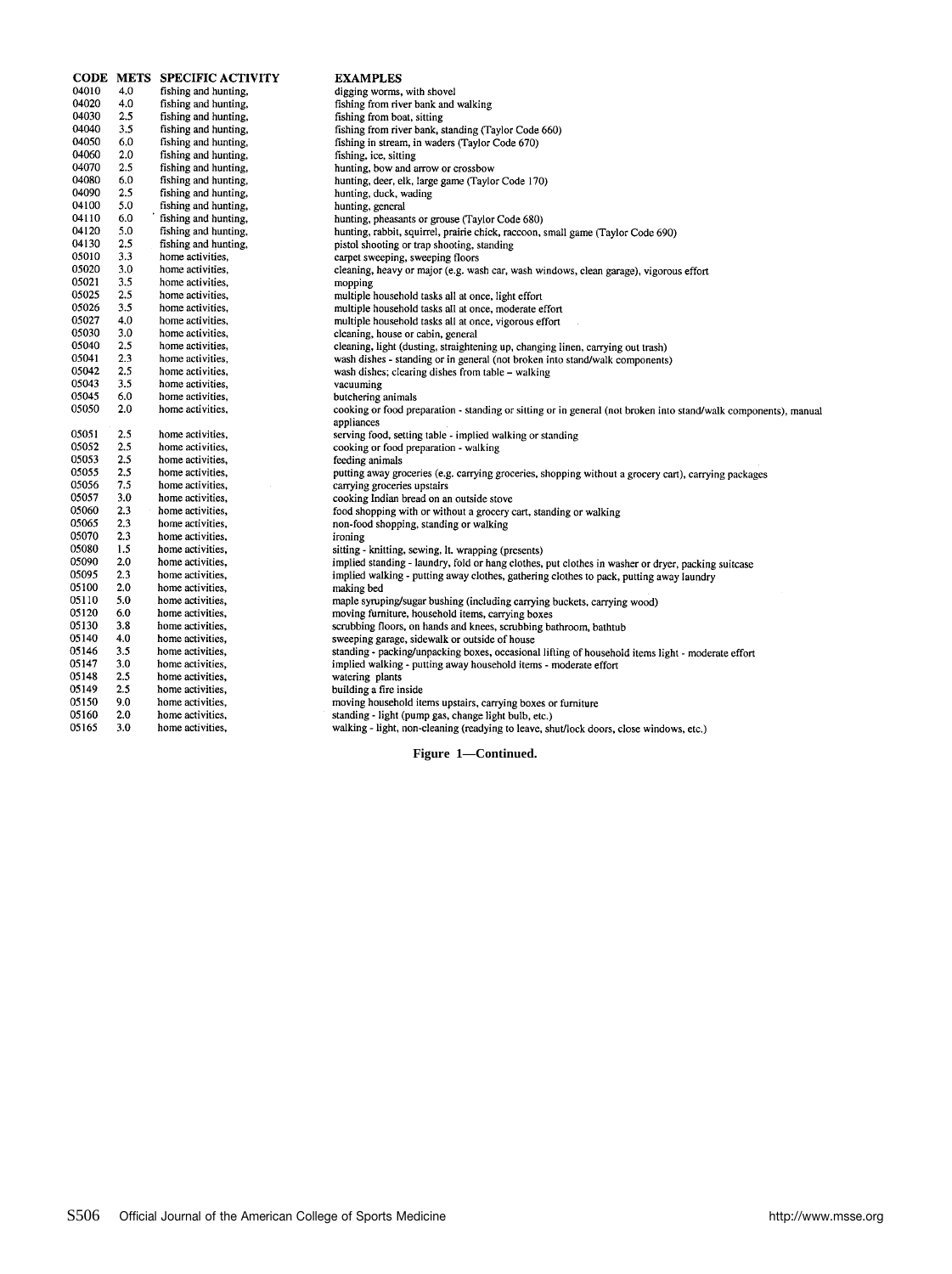| CODE | METS | SPECIFIC ACTIVITY | EXAMPLES |
|---|---|---|---|
| 04010 | 4.0 | fishing and hunting, | digging worms, with shovel |
| 04020 | 4.0 | fishing and hunting, | fishing from river bank and walking |
| 04030 | 2.5 | fishing and hunting, | fishing from boat, sitting |
| 04040 | 3.5 | fishing and hunting, | fishing from river bank, standing (Taylor Code 660) |
| 04050 | 6.0 | fishing and hunting, | fishing in stream, in waders (Taylor Code 670) |
| 04060 | 2.0 | fishing and hunting, | fishing, ice, sitting |
| 04070 | 2.5 | fishing and hunting, | hunting, bow and arrow or crossbow |
| 04080 | 6.0 | fishing and hunting, | hunting, deer, elk, large game (Taylor Code 170) |
| 04090 | 2.5 | fishing and hunting, | hunting, duck, wading |
| 04100 | 5.0 | fishing and hunting, | hunting, general |
| 04110 | 6.0 | fishing and hunting, | hunting, pheasants or grouse (Taylor Code 680) |
| 04120 | 5.0 | fishing and hunting, | hunting, rabbit, squirrel, prairie chick, raccoon, small game (Taylor Code 690) |
| 04130 | 2.5 | fishing and hunting, | pistol shooting or trap shooting, standing |
| 05010 | 3.3 | home activities, | carpet sweeping, sweeping floors |
| 05020 | 3.0 | home activities, | cleaning, heavy or major (e.g. wash car, wash windows, clean garage), vigorous effort |
| 05021 | 3.5 | home activities, | mopping |
| 05025 | 2.5 | home activities, | multiple household tasks all at once, light effort |
| 05026 | 3.5 | home activities, | multiple household tasks all at once, moderate effort |
| 05027 | 4.0 | home activities, | multiple household tasks all at once, vigorous effort |
| 05030 | 3.0 | home activities, | cleaning, house or cabin, general |
| 05040 | 2.5 | home activities, | cleaning, light (dusting, straightening up, changing linen, carrying out trash) |
| 05041 | 2.3 | home activities, | wash dishes - standing or in general (not broken into stand/walk components) |
| 05042 | 2.5 | home activities, | wash dishes; clearing dishes from table – walking |
| 05043 | 3.5 | home activities, | vacuuming |
| 05045 | 6.0 | home activities, | butchering animals |
| 05050 | 2.0 | home activities, | cooking or food preparation - standing or sitting or in general (not broken into stand/walk components), manual appliances |
| 05051 | 2.5 | home activities, | serving food, setting table - implied walking or standing |
| 05052 | 2.5 | home activities, | cooking or food preparation - walking |
| 05053 | 2.5 | home activities, | feeding animals |
| 05055 | 2.5 | home activities, | putting away groceries (e.g. carrying groceries, shopping without a grocery cart), carrying packages |
| 05056 | 7.5 | home activities, | carrying groceries upstairs |
| 05057 | 3.0 | home activities, | cooking Indian bread on an outside stove |
| 05060 | 2.3 | home activities, | food shopping with or without a grocery cart, standing or walking |
| 05065 | 2.3 | home activities, | non-food shopping, standing or walking |
| 05070 | 2.3 | home activities, | ironing |
| 05080 | 1.5 | home activities, | sitting - knitting, sewing, lt. wrapping (presents) |
| 05090 | 2.0 | home activities, | implied standing - laundry, fold or hang clothes, put clothes in washer or dryer, packing suitcase |
| 05095 | 2.3 | home activities, | implied walking - putting away clothes, gathering clothes to pack, putting away laundry |
| 05100 | 2.0 | home activities, | making bed |
| 05110 | 5.0 | home activities, | maple syruping/sugar bushing (including carrying buckets, carrying wood) |
| 05120 | 6.0 | home activities, | moving furniture, household items, carrying boxes |
| 05130 | 3.8 | home activities, | scrubbing floors, on hands and knees, scrubbing bathroom, bathtub |
| 05140 | 4.0 | home activities, | sweeping garage, sidewalk or outside of house |
| 05146 | 3.5 | home activities, | standing - packing/unpacking boxes, occasional lifting of household items light - moderate effort |
| 05147 | 3.0 | home activities, | implied walking - putting away household items - moderate effort |
| 05148 | 2.5 | home activities, | watering plants |
| 05149 | 2.5 | home activities, | building a fire inside |
| 05150 | 9.0 | home activities, | moving household items upstairs, carrying boxes or furniture |
| 05160 | 2.0 | home activities, | standing - light (pump gas, change light bulb, etc.) |
| 05165 | 3.0 | home activities, | walking - light, non-cleaning (readying to leave, shut/lock doors, close windows, etc.) |

**Figure 1—Continued.**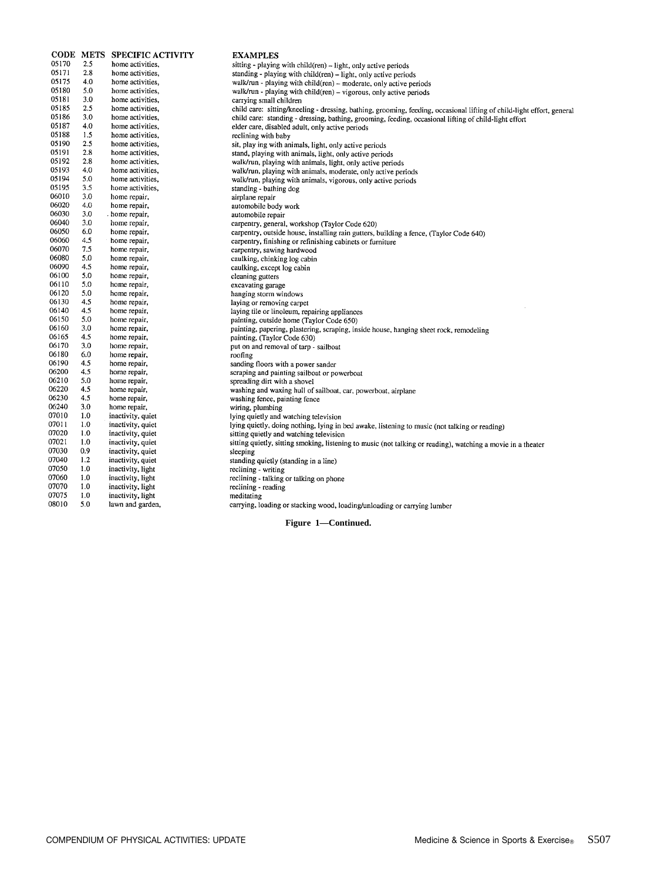| CODE | METS | SPECIFIC ACTIVITY | EXAMPLES |
| --- | --- | --- | --- |
| 05170 | 2.5 | home activities, | sitting - playing with child(ren) – light, only active periods |
| 05171 | 2.8 | home activities, | standing - playing with child(ren) – light, only active periods |
| 05175 | 4.0 | home activities, | walk/run - playing with child(ren) – moderate, only active periods |
| 05180 | 5.0 | home activities, | walk/run - playing with child(ren) – vigorous, only active periods |
| 05181 | 3.0 | home activities, | carrying small children |
| 05185 | 2.5 | home activities, | child care: sitting/kneeling - dressing, bathing, grooming, feeding, occasional lifting of child-light effort, general |
| 05186 | 3.0 | home activities, | child care: standing - dressing, bathing, grooming, feeding, occasional lifting of child-light effort |
| 05187 | 4.0 | home activities, | elder care, disabled adult, only active periods |
| 05188 | 1.5 | home activities, | reclining with baby |
| 05190 | 2.5 | home activities, | sit, play ing with animals, light, only active periods |
| 05191 | 2.8 | home activities, | stand, playing with animals, light, only active periods |
| 05192 | 2.8 | home activities, | walk/run, playing with animals, light, only active periods |
| 05193 | 4.0 | home activities, | walk/run, playing with animals, moderate, only active periods |
| 05194 | 5.0 | home activities, | walk/run, playing with animals, vigorous, only active periods |
| 05195 | 3.5 | home activities, | standing - bathing dog |
| 06010 | 3.0 | home repair, | airplane repair |
| 06020 | 4.0 | home repair, | automobile body work |
| 06030 | 3.0 | home repair, | automobile repair |
| 06040 | 3.0 | home repair, | carpentry, general, workshop (Taylor Code 620) |
| 06050 | 6.0 | home repair, | carpentry, outside house, installing rain gutters, building a fence, (Taylor Code 640) |
| 06060 | 4.5 | home repair, | carpentry, finishing or refinishing cabinets or furniture |
| 06070 | 7.5 | home repair, | carpentry, sawing hardwood |
| 06080 | 5.0 | home repair, | caulking, chinking log cabin |
| 06090 | 4.5 | home repair, | caulking, except log cabin |
| 06100 | 5.0 | home repair, | cleaning gutters |
| 06110 | 5.0 | home repair, | excavating garage |
| 06120 | 5.0 | home repair, | hanging storm windows |
| 06130 | 4.5 | home repair, | laying or removing carpet |
| 06140 | 4.5 | home repair, | laying tile or linoleum, repairing appliances |
| 06150 | 5.0 | home repair, | painting, outside home (Taylor Code 650) |
| 06160 | 3.0 | home repair, | painting, papering, plastering, scraping, inside house, hanging sheet rock, remodeling |
| 06165 | 4.5 | home repair, | painting, (Taylor Code 630) |
| 06170 | 3.0 | home repair, | put on and removal of tarp - sailboat |
| 06180 | 6.0 | home repair, | roofing |
| 06190 | 4.5 | home repair, | sanding floors with a power sander |
| 06200 | 4.5 | home repair, | scraping and painting sailboat or powerboat |
| 06210 | 5.0 | home repair, | spreading dirt with a shovel |
| 06220 | 4.5 | home repair, | washing and waxing hull of sailboat, car, powerboat, airplane |
| 06230 | 4.5 | home repair, | washing fence, painting fence |
| 06240 | 3.0 | home repair, | wiring, plumbing |
| 07010 | 1.0 | inactivity, quiet | lying quietly and watching television |
| 07011 | 1.0 | inactivity, quiet | lying quietly, doing nothing, lying in bed awake, listening to music (not talking or reading) |
| 07020 | 1.0 | inactivity, quiet | sitting quietly and watching television |
| 07021 | 1.0 | inactivity, quiet | sitting quietly, sitting smoking, listening to music (not talking or reading), watching a movie in a theater |
| 07030 | 0.9 | inactivity, quiet | sleeping |
| 07040 | 1.2 | inactivity, quiet | standing quietly (standing in a line) |
| 07050 | 1.0 | inactivity, light | reclining - writing |
| 07060 | 1.0 | inactivity, light | reclining - talking or talking on phone |
| 07070 | 1.0 | inactivity, light | reclining - reading |
| 07075 | 1.0 | inactivity, light | meditating |
| 08010 | 5.0 | lawn and garden, | carrying, loading or stacking wood, loading/unloading or carrying lumber |

**Figure 1—Continued.**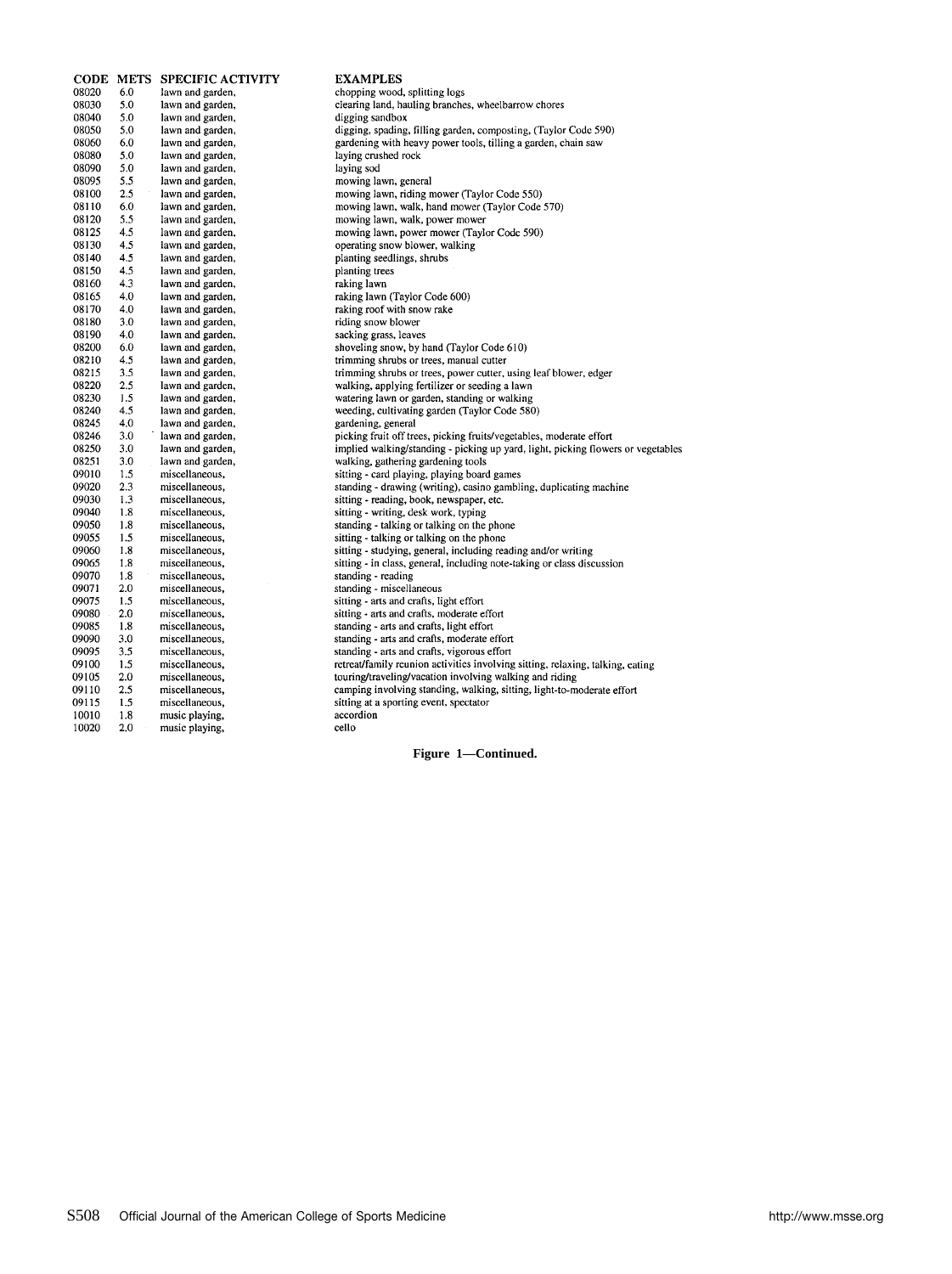| CODE | METS | SPECIFIC ACTIVITY | EXAMPLES |
|---|---|---|---|
| 08020 | 6.0 | lawn and garden, | chopping wood, splitting logs |
| 08030 | 5.0 | lawn and garden, | clearing land, hauling branches, wheelbarrow chores |
| 08040 | 5.0 | lawn and garden, | digging sandbox |
| 08050 | 5.0 | lawn and garden, | digging, spading, filling garden, composting, (Taylor Code 590) |
| 08060 | 6.0 | lawn and garden, | gardening with heavy power tools, tilling a garden, chain saw |
| 08080 | 5.0 | lawn and garden, | laying crushed rock |
| 08090 | 5.0 | lawn and garden, | laying sod |
| 08095 | 5.5 | lawn and garden, | mowing lawn, general |
| 08100 | 2.5 | lawn and garden, | mowing lawn, riding mower (Taylor Code 550) |
| 08110 | 6.0 | lawn and garden, | mowing lawn, walk, hand mower (Taylor Code 570) |
| 08120 | 5.5 | lawn and garden, | mowing lawn, walk, power mower |
| 08125 | 4.5 | lawn and garden, | mowing lawn, power mower (Taylor Code 590) |
| 08130 | 4.5 | lawn and garden, | operating snow blower, walking |
| 08140 | 4.5 | lawn and garden, | planting seedlings, shrubs |
| 08150 | 4.5 | lawn and garden, | planting trees |
| 08160 | 4.3 | lawn and garden, | raking lawn |
| 08165 | 4.0 | lawn and garden, | raking lawn (Taylor Code 600) |
| 08170 | 4.0 | lawn and garden, | raking roof with snow rake |
| 08180 | 3.0 | lawn and garden, | riding snow blower |
| 08190 | 4.0 | lawn and garden, | sacking grass, leaves |
| 08200 | 6.0 | lawn and garden, | shoveling snow, by hand (Taylor Code 610) |
| 08210 | 4.5 | lawn and garden, | trimming shrubs or trees, manual cutter |
| 08215 | 3.5 | lawn and garden, | trimming shrubs or trees, power cutter, using leaf blower, edger |
| 08220 | 2.5 | lawn and garden, | walking, applying fertilizer or seeding a lawn |
| 08230 | 1.5 | lawn and garden, | watering lawn or garden, standing or walking |
| 08240 | 4.5 | lawn and garden, | weeding, cultivating garden (Taylor Code 580) |
| 08245 | 4.0 | lawn and garden, | gardening, general |
| 08246 | 3.0 | lawn and garden, | picking fruit off trees, picking fruits/vegetables, moderate effort |
| 08250 | 3.0 | lawn and garden, | implied walking/standing - picking up yard, light, picking flowers or vegetables |
| 08251 | 3.0 | lawn and garden, | walking, gathering gardening tools |
| 09010 | 1.5 | miscellaneous, | sitting - card playing, playing board games |
| 09020 | 2.3 | miscellaneous, | standing - drawing (writing), casino gambling, duplicating machine |
| 09030 | 1.3 | miscellaneous, | sitting - reading, book, newspaper, etc. |
| 09040 | 1.8 | miscellaneous, | sitting - writing, desk work, typing |
| 09050 | 1.8 | miscellaneous, | standing - talking or talking on the phone |
| 09055 | 1.5 | miscellaneous, | sitting - talking or talking on the phone |
| 09060 | 1.8 | miscellaneous, | sitting - studying, general, including reading and/or writing |
| 09065 | 1.8 | miscellaneous, | sitting - in class, general, including note-taking or class discussion |
| 09070 | 1.8 | miscellaneous, | standing - reading |
| 09071 | 2.0 | miscellaneous, | standing - miscellaneous |
| 09075 | 1.5 | miscellaneous, | sitting - arts and crafts, light effort |
| 09080 | 2.0 | miscellaneous, | sitting - arts and crafts, moderate effort |
| 09085 | 1.8 | miscellaneous, | standing - arts and crafts, light effort |
| 09090 | 3.0 | miscellaneous, | standing - arts and crafts, moderate effort |
| 09095 | 3.5 | miscellaneous, | standing - arts and crafts, vigorous effort |
| 09100 | 1.5 | miscellaneous, | retreat/family reunion activities involving sitting, relaxing, talking, eating |
| 09105 | 2.0 | miscellaneous, | touring/traveling/vacation involving walking and riding |
| 09110 | 2.5 | miscellaneous, | camping involving standing, walking, sitting, light-to-moderate effort |
| 09115 | 1.5 | miscellaneous, | sitting at a sporting event, spectator |
| 10010 | 1.8 | music playing, | accordion |
| 10020 | 2.0 | music playing, | cello |

**Figure 1—Continued.**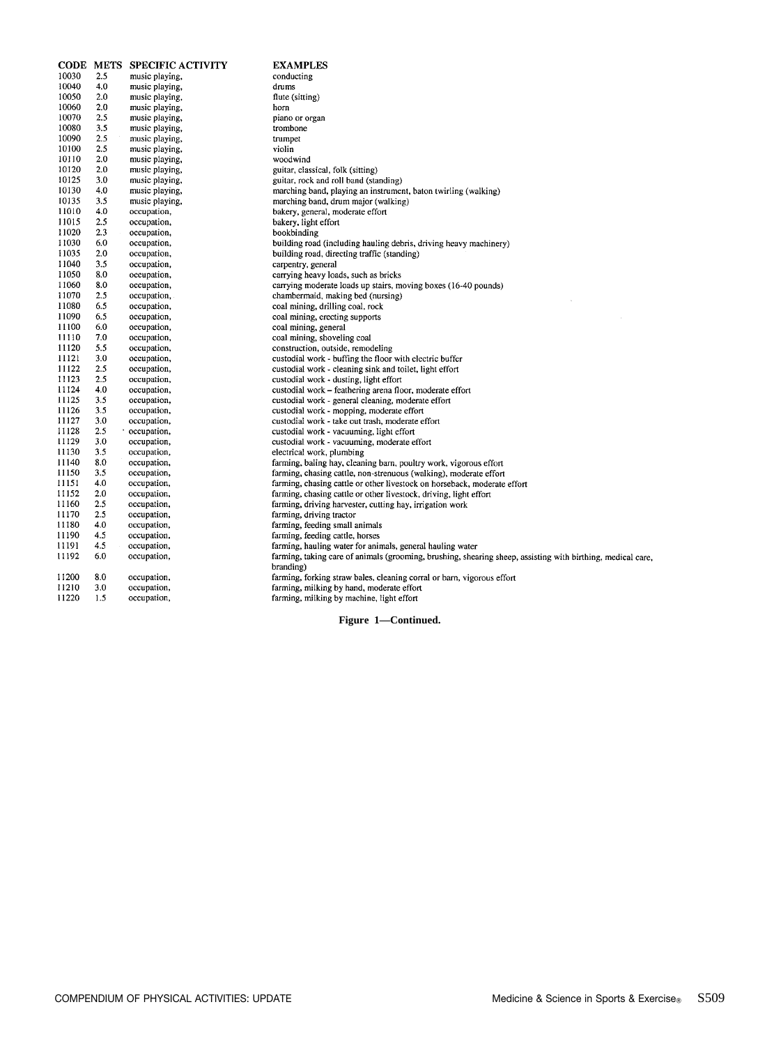| CODE | METS | SPECIFIC ACTIVITY | EXAMPLES |
|---|---|---|---|
| 10030 | 2.5 | music playing, | conducting |
| 10040 | 4.0 | music playing, | drums |
| 10050 | 2.0 | music playing, | flute (sitting) |
| 10060 | 2.0 | music playing, | horn |
| 10070 | 2.5 | music playing, | piano or organ |
| 10080 | 3.5 | music playing, | trombone |
| 10090 | 2.5 | music playing, | trumpet |
| 10100 | 2.5 | music playing, | violin |
| 10110 | 2.0 | music playing, | woodwind |
| 10120 | 2.0 | music playing, | guitar, classical, folk (sitting) |
| 10125 | 3.0 | music playing, | guitar, rock and roll band (standing) |
| 10130 | 4.0 | music playing, | marching band, playing an instrument, baton twirling (walking) |
| 10135 | 3.5 | music playing, | marching band, drum major (walking) |
| 11010 | 4.0 | occupation, | bakery, general, moderate effort |
| 11015 | 2.5 | occupation, | bakery, light effort |
| 11020 | 2.3 | occupation, | bookbinding |
| 11030 | 6.0 | occupation, | building road (including hauling debris, driving heavy machinery) |
| 11035 | 2.0 | occupation, | building road, directing traffic (standing) |
| 11040 | 3.5 | occupation, | carpentry, general |
| 11050 | 8.0 | occupation, | carrying heavy loads, such as bricks |
| 11060 | 8.0 | occupation, | carrying moderate loads up stairs, moving boxes (16-40 pounds) |
| 11070 | 2.5 | occupation, | chambermaid, making bed (nursing) |
| 11080 | 6.5 | occupation, | coal mining, drilling coal, rock |
| 11090 | 6.5 | occupation, | coal mining, erecting supports |
| 11100 | 6.0 | occupation, | coal mining, general |
| 11110 | 7.0 | occupation, | coal mining, shoveling coal |
| 11120 | 5.5 | occupation, | construction, outside, remodeling |
| 11121 | 3.0 | occupation, | custodial work - buffing the floor with electric buffer |
| 11122 | 2.5 | occupation, | custodial work - cleaning sink and toilet, light effort |
| 11123 | 2.5 | occupation, | custodial work - dusting, light effort |
| 11124 | 4.0 | occupation, | custodial work – feathering arena floor, moderate effort |
| 11125 | 3.5 | occupation, | custodial work - general cleaning, moderate effort |
| 11126 | 3.5 | occupation, | custodial work - mopping, moderate effort |
| 11127 | 3.0 | occupation, | custodial work - take out trash, moderate effort |
| 11128 | 2.5 | occupation, | custodial work - vacuuming, light effort |
| 11129 | 3.0 | occupation, | custodial work - vacuuming, moderate effort |
| 11130 | 3.5 | occupation, | electrical work, plumbing |
| 11140 | 8.0 | occupation, | farming, baling hay, cleaning barn, poultry work, vigorous effort |
| 11150 | 3.5 | occupation, | farming, chasing cattle, non-strenuous (walking), moderate effort |
| 11151 | 4.0 | occupation, | farming, chasing cattle or other livestock on horseback, moderate effort |
| 11152 | 2.0 | occupation, | farming, chasing cattle or other livestock, driving, light effort |
| 11160 | 2.5 | occupation, | farming, driving harvester, cutting hay, irrigation work |
| 11170 | 2.5 | occupation, | farming, driving tractor |
| 11180 | 4.0 | occupation, | farming, feeding small animals |
| 11190 | 4.5 | occupation, | farming, feeding cattle, horses |
| 11191 | 4.5 | occupation, | farming, hauling water for animals, general hauling water |
| 11192 | 6.0 | occupation, | farming, taking care of animals (grooming, brushing, shearing sheep, assisting with birthing, medical care, branding) |
| 11200 | 8.0 | occupation, | farming, forking straw bales, cleaning corral or barn, vigorous effort |
| 11210 | 3.0 | occupation, | farming, milking by hand, moderate effort |
| 11220 | 1.5 | occupation, | farming, milking by machine, light effort |

**Figure 1—Continued.**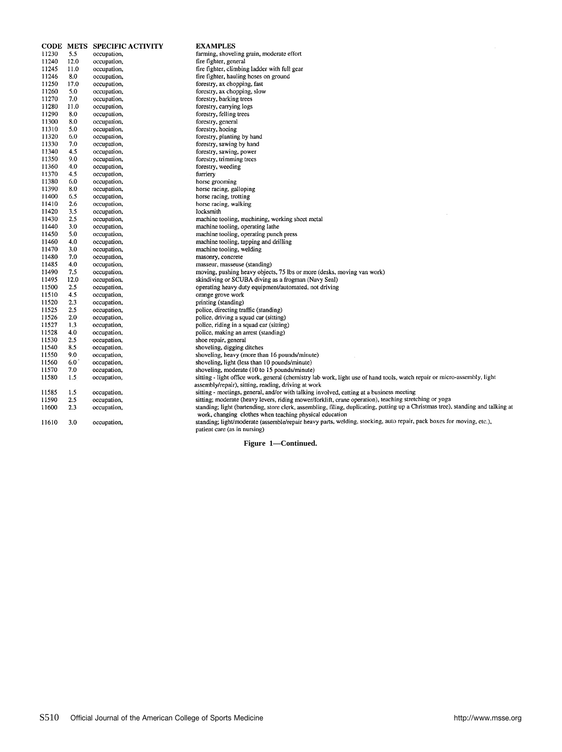| CODE | METS | SPECIFIC ACTIVITY | EXAMPLES |
|---|---|---|---|
| 11230 | 5.5 | occupation, | farming, shoveling grain, moderate effort |
| 11240 | 12.0 | occupation, | fire fighter, general |
| 11245 | 11.0 | occupation, | fire fighter, climbing ladder with full gear |
| 11246 | 8.0 | occupation, | fire fighter, hauling hoses on ground |
| 11250 | 17.0 | occupation, | forestry, ax chopping, fast |
| 11260 | 5.0 | occupation, | forestry, ax chopping, slow |
| 11270 | 7.0 | occupation, | forestry, barking trees |
| 11280 | 11.0 | occupation, | forestry, carrying logs |
| 11290 | 8.0 | occupation, | forestry, felling trees |
| 11300 | 8.0 | occupation, | forestry, general |
| 11310 | 5.0 | occupation, | forestry, hoeing |
| 11320 | 6.0 | occupation, | forestry, planting by hand |
| 11330 | 7.0 | occupation, | forestry, sawing by hand |
| 11340 | 4.5 | occupation, | forestry, sawing, power |
| 11350 | 9.0 | occupation, | forestry, trimming trees |
| 11360 | 4.0 | occupation, | forestry, weeding |
| 11370 | 4.5 | occupation, | furriery |
| 11380 | 6.0 | occupation, | horse grooming |
| 11390 | 8.0 | occupation, | horse racing, galloping |
| 11400 | 6.5 | occupation, | horse racing, trotting |
| 11410 | 2.6 | occupation, | horse racing, walking |
| 11420 | 3.5 | occupation, | locksmith |
| 11430 | 2.5 | occupation, | machine tooling, machining, working sheet metal |
| 11440 | 3.0 | occupation, | machine tooling, operating lathe |
| 11450 | 5.0 | occupation, | machine tooling, operating punch press |
| 11460 | 4.0 | occupation, | machine tooling, tapping and drilling |
| 11470 | 3.0 | occupation, | machine tooling, welding |
| 11480 | 7.0 | occupation, | masonry, concrete |
| 11485 | 4.0 | occupation, | masseur, masseuse (standing) |
| 11490 | 7.5 | occupation, | moving, pushing heavy objects, 75 lbs or more (desks, moving van work) |
| 11495 | 12.0 | occupation, | skindiving or SCUBA diving as a frogman (Navy Seal) |
| 11500 | 2.5 | occupation, | operating heavy duty equipment/automated, not driving |
| 11510 | 4.5 | occupation, | orange grove work |
| 11520 | 2.3 | occupation, | printing (standing) |
| 11525 | 2.5 | occupation, | police, directing traffic (standing) |
| 11526 | 2.0 | occupation, | police, driving a squad car (sitting) |
| 11527 | 1.3 | occupation, | police, riding in a squad car (sitting) |
| 11528 | 4.0 | occupation, | police, making an arrest (standing) |
| 11530 | 2.5 | occupation, | shoe repair, general |
| 11540 | 8.5 | occupation, | shoveling, digging ditches |
| 11550 | 9.0 | occupation, | shoveling, heavy (more than 16 pounds/minute) |
| 11560 | 6.0 | occupation, | shoveling, light (less than 10 pounds/minute) |
| 11570 | 7.0 | occupation, | shoveling, moderate (10 to 15 pounds/minute) |
| 11580 | 1.5 | occupation, | sitting - light office work, general (chemistry lab work, light use of hand tools, watch repair or micro-assembly, light assembly/repair), sitting, reading, driving at work |
| 11585 | 1.5 | occupation, | sitting - meetings, general, and/or with talking involved, eating at a business meeting |
| 11590 | 2.5 | occupation, | sitting; moderate (heavy levers, riding mower/forklift, crane operation), teaching stretching or yoga |
| 11600 | 2.3 | occupation, | standing; light (bartending, store clerk, assembling, filing, duplicating, putting up a Christmas tree), standing and talking at work, changing clothes when teaching physical education |
| 11610 | 3.0 | occupation, | standing; light/moderate (assemble/repair heavy parts, welding, stocking, auto repair, pack boxes for moving, etc.), patient care (as in nursing) |

**Figure 1—Continued.**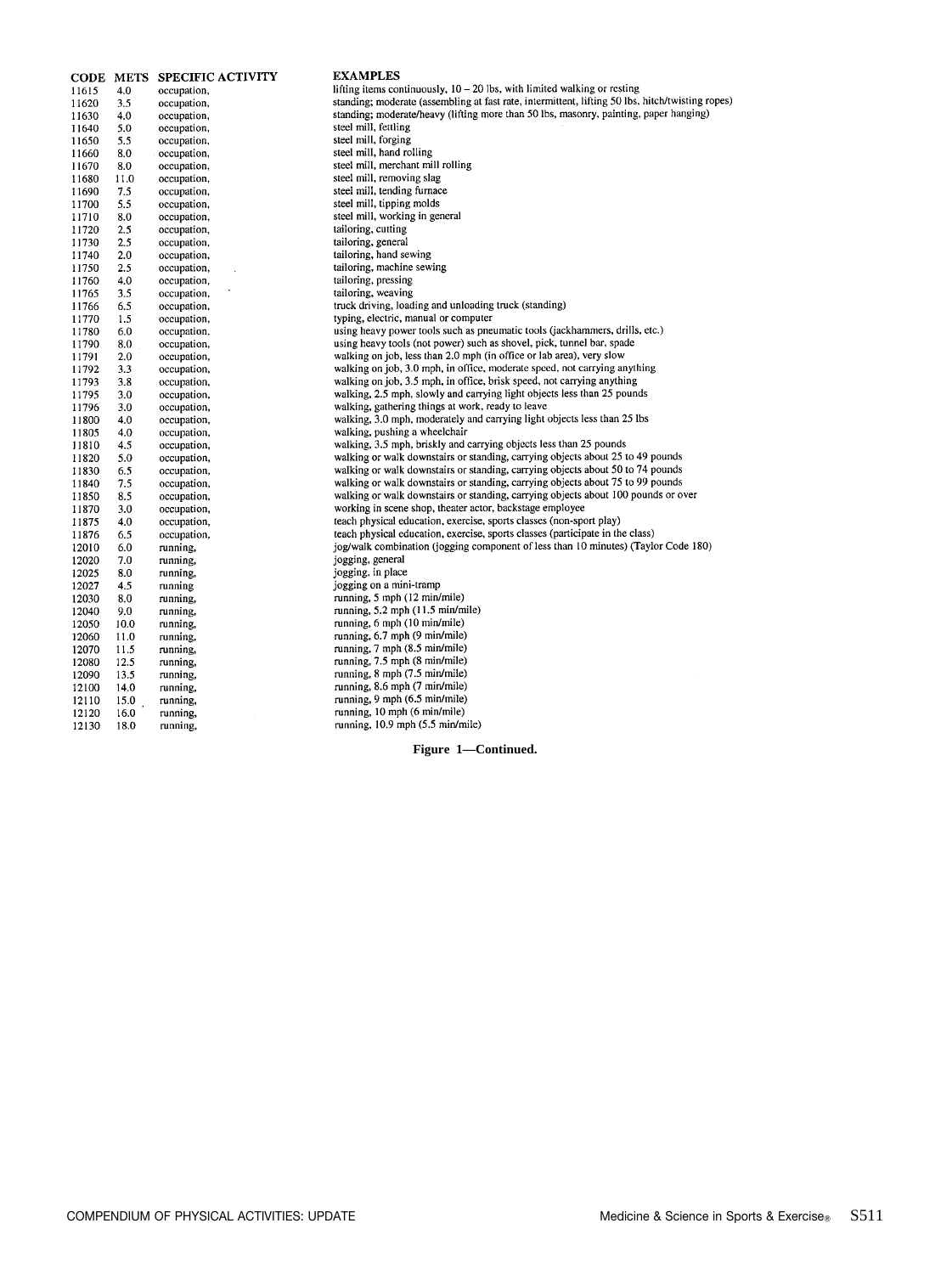| CODE | METS | SPECIFIC ACTIVITY | EXAMPLES |
|---|---|---|---|
| 11615 | 4.0 | occupation, | lifting items continuously, 10 – 20 lbs, with limited walking or resting |
| 11620 | 3.5 | occupation, | standing; moderate (assembling at fast rate, intermittent, lifting 50 lbs, hitch/twisting ropes) |
| 11630 | 4.0 | occupation, | standing; moderate/heavy (lifting more than 50 lbs, masonry, painting, paper hanging) |
| 11640 | 5.0 | occupation, | steel mill, fettling |
| 11650 | 5.5 | occupation, | steel mill, forging |
| 11660 | 8.0 | occupation, | steel mill, hand rolling |
| 11670 | 8.0 | occupation, | steel mill, merchant mill rolling |
| 11680 | 11.0 | occupation, | steel mill, removing slag |
| 11690 | 7.5 | occupation, | steel mill, tending furnace |
| 11700 | 5.5 | occupation, | steel mill, tipping molds |
| 11710 | 8.0 | occupation, | steel mill, working in general |
| 11720 | 2.5 | occupation, | tailoring, cutting |
| 11730 | 2.5 | occupation, | tailoring, general |
| 11740 | 2.0 | occupation, | tailoring, hand sewing |
| 11750 | 2.5 | occupation, | tailoring, machine sewing |
| 11760 | 4.0 | occupation, | tailoring, pressing |
| 11765 | 3.5 | occupation, | tailoring, weaving |
| 11766 | 6.5 | occupation, | truck driving, loading and unloading truck (standing) |
| 11770 | 1.5 | occupation, | typing, electric, manual or computer |
| 11780 | 6.0 | occupation, | using heavy power tools such as pneumatic tools (jackhammers, drills, etc.) |
| 11790 | 8.0 | occupation, | using heavy tools (not power) such as shovel, pick, tunnel bar, spade |
| 11791 | 2.0 | occupation, | walking on job, less than 2.0 mph (in office or lab area), very slow |
| 11792 | 3.3 | occupation, | walking on job, 3.0 mph, in office, moderate speed, not carrying anything |
| 11793 | 3.8 | occupation, | walking on job, 3.5 mph, in office, brisk speed, not carrying anything |
| 11795 | 3.0 | occupation, | walking, 2.5 mph, slowly and carrying light objects less than 25 pounds |
| 11796 | 3.0 | occupation, | walking, gathering things at work, ready to leave |
| 11800 | 4.0 | occupation, | walking, 3.0 mph, moderately and carrying light objects less than 25 lbs |
| 11805 | 4.0 | occupation, | walking, pushing a wheelchair |
| 11810 | 4.5 | occupation, | walking, 3.5 mph, briskly and carrying objects less than 25 pounds |
| 11820 | 5.0 | occupation, | walking or walk downstairs or standing, carrying objects about 25 to 49 pounds |
| 11830 | 6.5 | occupation, | walking or walk downstairs or standing, carrying objects about 50 to 74 pounds |
| 11840 | 7.5 | occupation, | walking or walk downstairs or standing, carrying objects about 75 to 99 pounds |
| 11850 | 8.5 | occupation, | walking or walk downstairs or standing, carrying objects about 100 pounds or over |
| 11870 | 3.0 | occupation, | working in scene shop, theater actor, backstage employee |
| 11875 | 4.0 | occupation, | teach physical education, exercise, sports classes (non-sport play) |
| 11876 | 6.5 | occupation, | teach physical education, exercise, sports classes (participate in the class) |
| 12010 | 6.0 | running, | jog/walk combination (jogging component of less than 10 minutes) (Taylor Code 180) |
| 12020 | 7.0 | running, | jogging, general |
| 12025 | 8.0 | running, | jogging, in place |
| 12027 | 4.5 | running | jogging on a mini-tramp |
| 12030 | 8.0 | running, | running, 5 mph (12 min/mile) |
| 12040 | 9.0 | running, | running, 5.2 mph (11.5 min/mile) |
| 12050 | 10.0 | running, | running, 6 mph (10 min/mile) |
| 12060 | 11.0 | running, | running, 6.7 mph (9 min/mile) |
| 12070 | 11.5 | running, | running, 7 mph (8.5 min/mile) |
| 12080 | 12.5 | running, | running, 7.5 mph (8 min/mile) |
| 12090 | 13.5 | running, | running, 8 mph (7.5 min/mile) |
| 12100 | 14.0 | running, | running, 8.6 mph (7 min/mile) |
| 12110 | 15.0 | running, | running, 9 mph (6.5 min/mile) |
| 12120 | 16.0 | running, | running, 10 mph (6 min/mile) |
| 12130 | 18.0 | running, | running, 10.9 mph (5.5 min/mile) |

**Figure 1—Continued.**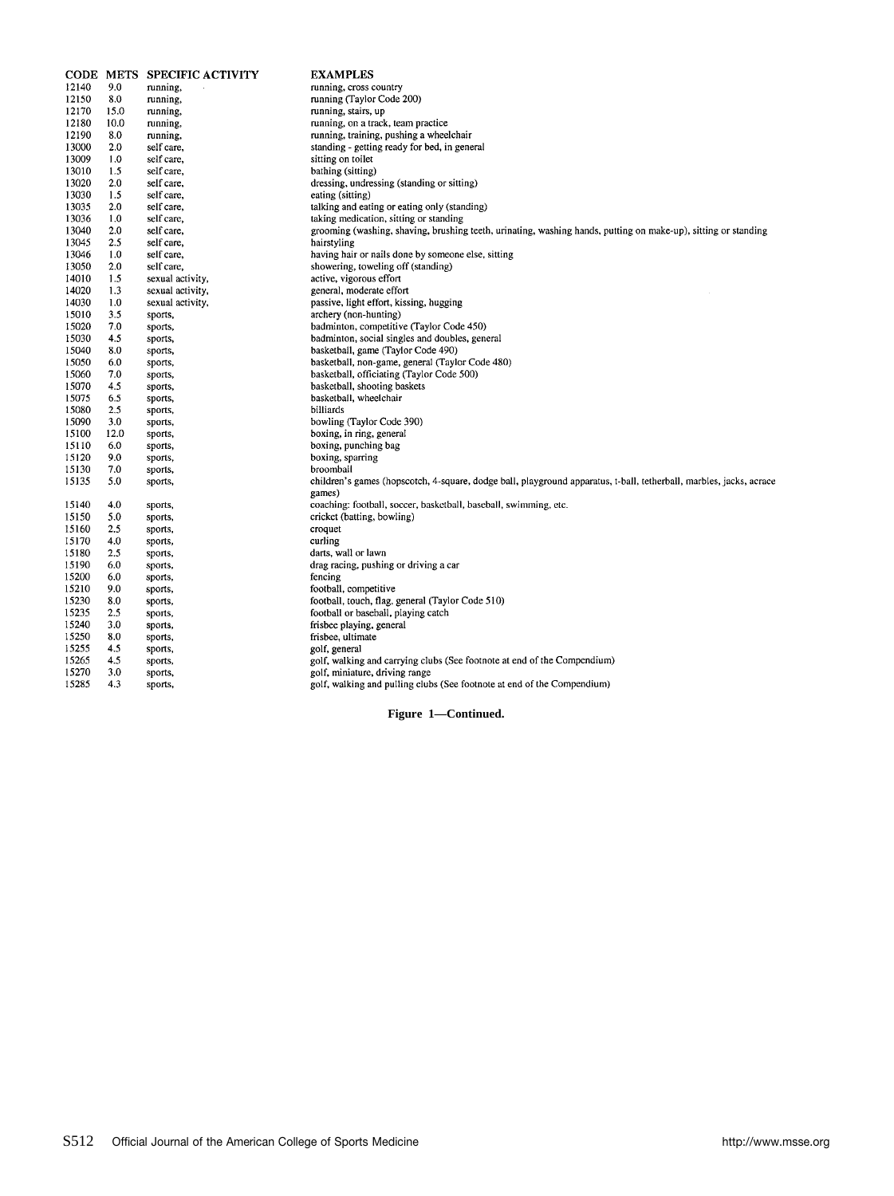| CODE | METS | SPECIFIC ACTIVITY | EXAMPLES |
|---|---|---|---|
| 12140 | 9.0 | running, | running, cross country |
| 12150 | 8.0 | running, | running (Taylor Code 200) |
| 12170 | 15.0 | running, | running, stairs, up |
| 12180 | 10.0 | running, | running, on a track, team practice |
| 12190 | 8.0 | running, | running, training, pushing a wheelchair |
| 13000 | 2.0 | self care, | standing - getting ready for bed, in general |
| 13009 | 1.0 | self care, | sitting on toilet |
| 13010 | 1.5 | self care, | bathing (sitting) |
| 13020 | 2.0 | self care, | dressing, undressing (standing or sitting) |
| 13030 | 1.5 | self care, | eating (sitting) |
| 13035 | 2.0 | self care, | talking and eating or eating only (standing) |
| 13036 | 1.0 | self care, | taking medication, sitting or standing |
| 13040 | 2.0 | self care, | grooming (washing, shaving, brushing teeth, urinating, washing hands, putting on make-up), sitting or standing |
| 13045 | 2.5 | self care, | hairstyling |
| 13046 | 1.0 | self care, | having hair or nails done by someone else, sitting |
| 13050 | 2.0 | self care, | showering, toweling off (standing) |
| 14010 | 1.5 | sexual activity, | active, vigorous effort |
| 14020 | 1.3 | sexual activity, | general, moderate effort |
| 14030 | 1.0 | sexual activity, | passive, light effort, kissing, hugging |
| 15010 | 3.5 | sports, | archery (non-hunting) |
| 15020 | 7.0 | sports, | badminton, competitive (Taylor Code 450) |
| 15030 | 4.5 | sports, | badminton, social singles and doubles, general |
| 15040 | 8.0 | sports, | basketball, game (Taylor Code 490) |
| 15050 | 6.0 | sports, | basketball, non-game, general (Taylor Code 480) |
| 15060 | 7.0 | sports, | basketball, officiating (Taylor Code 500) |
| 15070 | 4.5 | sports, | basketball, shooting baskets |
| 15075 | 6.5 | sports, | basketball, wheelchair |
| 15080 | 2.5 | sports, | billiards |
| 15090 | 3.0 | sports, | bowling (Taylor Code 390) |
| 15100 | 12.0 | sports, | boxing, in ring, general |
| 15110 | 6.0 | sports, | boxing, punching bag |
| 15120 | 9.0 | sports, | boxing, sparring |
| 15130 | 7.0 | sports, | broomball |
| 15135 | 5.0 | sports, | children's games (hopscotch, 4-square, dodge ball, playground apparatus, t-ball, tetherball, marbles, jacks, acrace games) |
| 15140 | 4.0 | sports, | coaching: football, soccer, basketball, baseball, swimming, etc. |
| 15150 | 5.0 | sports, | cricket (batting, bowling) |
| 15160 | 2.5 | sports, | croquet |
| 15170 | 4.0 | sports, | curling |
| 15180 | 2.5 | sports, | darts, wall or lawn |
| 15190 | 6.0 | sports, | drag racing, pushing or driving a car |
| 15200 | 6.0 | sports, | fencing |
| 15210 | 9.0 | sports, | football, competitive |
| 15230 | 8.0 | sports, | football, touch, flag, general (Taylor Code 510) |
| 15235 | 2.5 | sports, | football or baseball, playing catch |
| 15240 | 3.0 | sports, | frisbee playing, general |
| 15250 | 8.0 | sports, | frisbee, ultimate |
| 15255 | 4.5 | sports, | golf, general |
| 15265 | 4.5 | sports, | golf, walking and carrying clubs (See footnote at end of the Compendium) |
| 15270 | 3.0 | sports, | golf, miniature, driving range |
| 15285 | 4.3 | sports, | golf, walking and pulling clubs (See footnote at end of the Compendium) |

**Figure 1—Continued.**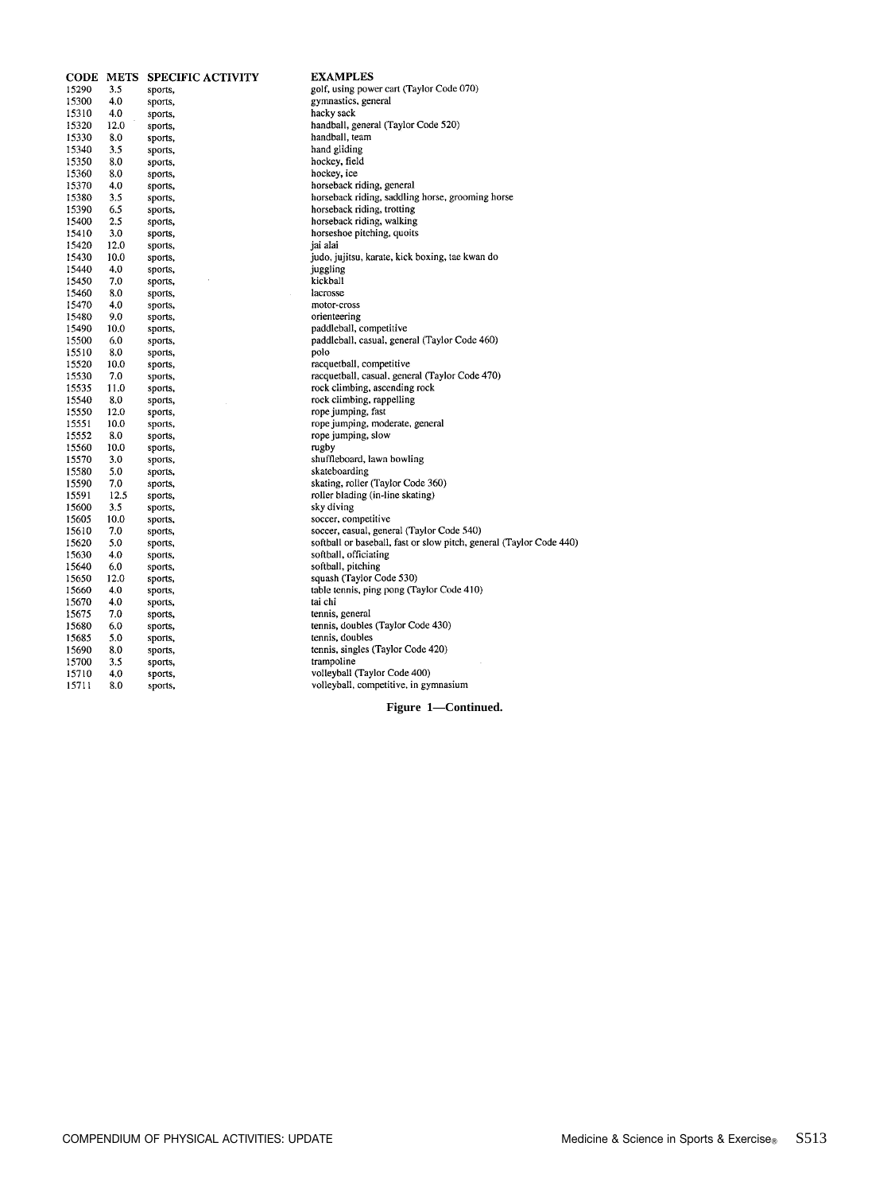| CODE | METS | SPECIFIC ACTIVITY | EXAMPLES |
|---|---|---|---|
| 15290 | 3.5 | sports, | golf, using power cart (Taylor Code 070) |
| 15300 | 4.0 | sports, | gymnastics, general |
| 15310 | 4.0 | sports, | hacky sack |
| 15320 | 12.0 | sports, | handball, general (Taylor Code 520) |
| 15330 | 8.0 | sports, | handball, team |
| 15340 | 3.5 | sports, | hand gliding |
| 15350 | 8.0 | sports, | hockey, field |
| 15360 | 8.0 | sports, | hockey, ice |
| 15370 | 4.0 | sports, | horseback riding, general |
| 15380 | 3.5 | sports, | horseback riding, saddling horse, grooming horse |
| 15390 | 6.5 | sports, | horseback riding, trotting |
| 15400 | 2.5 | sports, | horseback riding, walking |
| 15410 | 3.0 | sports, | horseshoe pitching, quoits |
| 15420 | 12.0 | sports, | jai alai |
| 15430 | 10.0 | sports, | judo, jujitsu, karate, kick boxing, tae kwan do |
| 15440 | 4.0 | sports, | juggling |
| 15450 | 7.0 | sports, | kickball |
| 15460 | 8.0 | sports, | lacrosse |
| 15470 | 4.0 | sports, | motor-cross |
| 15480 | 9.0 | sports, | orienteering |
| 15490 | 10.0 | sports, | paddleball, competitive |
| 15500 | 6.0 | sports, | paddleball, casual, general (Taylor Code 460) |
| 15510 | 8.0 | sports, | polo |
| 15520 | 10.0 | sports, | racquetball, competitive |
| 15530 | 7.0 | sports, | racquetball, casual, general (Taylor Code 470) |
| 15535 | 11.0 | sports, | rock climbing, ascending rock |
| 15540 | 8.0 | sports, | rock climbing, rappelling |
| 15550 | 12.0 | sports, | rope jumping, fast |
| 15551 | 10.0 | sports, | rope jumping, moderate, general |
| 15552 | 8.0 | sports, | rope jumping, slow |
| 15560 | 10.0 | sports, | rugby |
| 15570 | 3.0 | sports, | shuffleboard, lawn bowling |
| 15580 | 5.0 | sports, | skateboarding |
| 15590 | 7.0 | sports, | skating, roller (Taylor Code 360) |
| 15591 | 12.5 | sports, | roller blading (in-line skating) |
| 15600 | 3.5 | sports, | sky diving |
| 15605 | 10.0 | sports, | soccer, competitive |
| 15610 | 7.0 | sports, | soccer, casual, general (Taylor Code 540) |
| 15620 | 5.0 | sports, | softball or baseball, fast or slow pitch, general (Taylor Code 440) |
| 15630 | 4.0 | sports, | softball, officiating |
| 15640 | 6.0 | sports, | softball, pitching |
| 15650 | 12.0 | sports, | squash (Taylor Code 530) |
| 15660 | 4.0 | sports, | table tennis, ping pong (Taylor Code 410) |
| 15670 | 4.0 | sports, | tai chi |
| 15675 | 7.0 | sports, | tennis, general |
| 15680 | 6.0 | sports, | tennis, doubles (Taylor Code 430) |
| 15685 | 5.0 | sports, | tennis, doubles |
| 15690 | 8.0 | sports, | tennis, singles (Taylor Code 420) |
| 15700 | 3.5 | sports, | trampoline |
| 15710 | 4.0 | sports, | volleyball (Taylor Code 400) |
| 15711 | 8.0 | sports, | volleyball, competitive, in gymnasium |

**Figure 1—Continued.**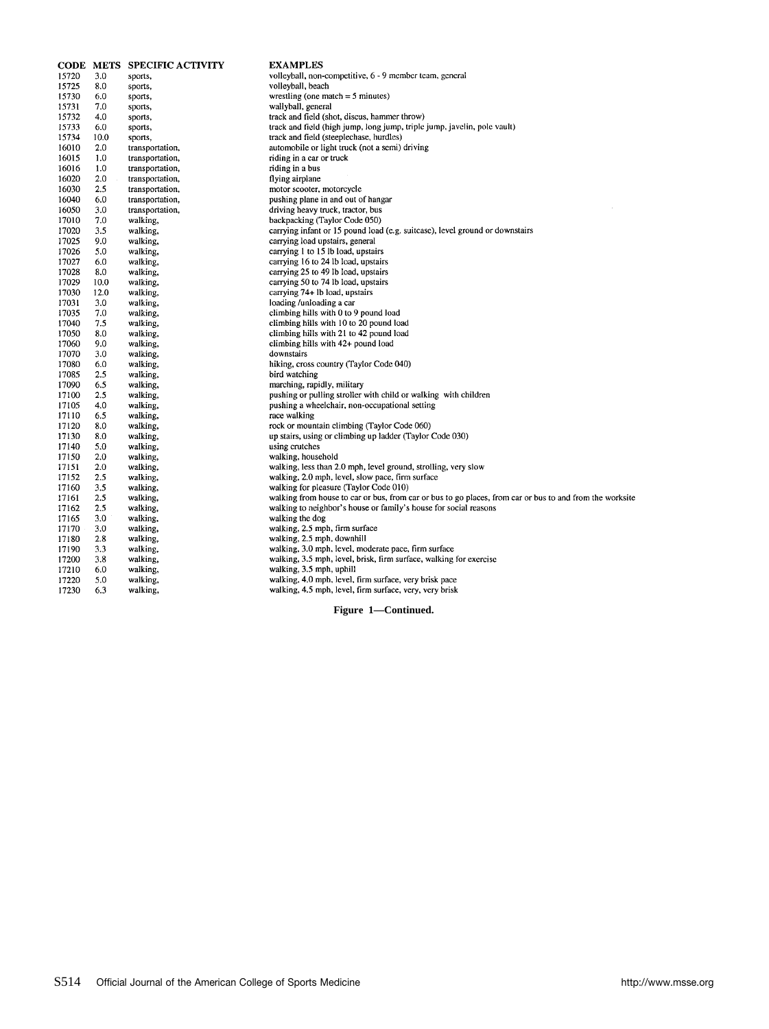| CODE | METS | SPECIFIC ACTIVITY | EXAMPLES |
| --- | --- | --- | --- |
| 15720 | 3.0 | sports, | volleyball, non-competitive, 6 - 9 member team, general |
| 15725 | 8.0 | sports, | volleyball, beach |
| 15730 | 6.0 | sports, | wrestling (one match = 5 minutes) |
| 15731 | 7.0 | sports, | wallyball, general |
| 15732 | 4.0 | sports, | track and field (shot, discus, hammer throw) |
| 15733 | 6.0 | sports, | track and field (high jump, long jump, triple jump, javelin, pole vault) |
| 15734 | 10.0 | sports, | track and field (steeplechase, hurdles) |
| 16010 | 2.0 | transportation, | automobile or light truck (not a semi) driving |
| 16015 | 1.0 | transportation, | riding in a car or truck |
| 16016 | 1.0 | transportation, | riding in a bus |
| 16020 | 2.0 | transportation, | flying airplane |
| 16030 | 2.5 | transportation, | motor scooter, motorcycle |
| 16040 | 6.0 | transportation, | pushing plane in and out of hangar |
| 16050 | 3.0 | transportation, | driving heavy truck, tractor, bus |
| 17010 | 7.0 | walking, | backpacking (Taylor Code 050) |
| 17020 | 3.5 | walking, | carrying infant or 15 pound load (e.g. suitcase), level ground or downstairs |
| 17025 | 9.0 | walking, | carrying load upstairs, general |
| 17026 | 5.0 | walking, | carrying 1 to 15 lb load, upstairs |
| 17027 | 6.0 | walking, | carrying 16 to 24 lb load, upstairs |
| 17028 | 8.0 | walking, | carrying 25 to 49 lb load, upstairs |
| 17029 | 10.0 | walking, | carrying 50 to 74 lb load, upstairs |
| 17030 | 12.0 | walking, | carrying 74+ lb load, upstairs |
| 17031 | 3.0 | walking, | loading /unloading a car |
| 17035 | 7.0 | walking, | climbing hills with 0 to 9 pound load |
| 17040 | 7.5 | walking, | climbing hills with 10 to 20 pound load |
| 17050 | 8.0 | walking, | climbing hills with 21 to 42 pound load |
| 17060 | 9.0 | walking, | climbing hills with 42+ pound load |
| 17070 | 3.0 | walking, | downstairs |
| 17080 | 6.0 | walking, | hiking, cross country (Taylor Code 040) |
| 17085 | 2.5 | walking, | bird watching |
| 17090 | 6.5 | walking, | marching, rapidly, military |
| 17100 | 2.5 | walking, | pushing or pulling stroller with child or walking with children |
| 17105 | 4.0 | walking, | pushing a wheelchair, non-occupational setting |
| 17110 | 6.5 | walking, | race walking |
| 17120 | 8.0 | walking, | rock or mountain climbing (Taylor Code 060) |
| 17130 | 8.0 | walking, | up stairs, using or climbing up ladder (Taylor Code 030) |
| 17140 | 5.0 | walking, | using crutches |
| 17150 | 2.0 | walking, | walking, household |
| 17151 | 2.0 | walking, | walking, less than 2.0 mph, level ground, strolling, very slow |
| 17152 | 2.5 | walking, | walking, 2.0 mph, level, slow pace, firm surface |
| 17160 | 3.5 | walking, | walking for pleasure (Taylor Code 010) |
| 17161 | 2.5 | walking, | walking from house to car or bus, from car or bus to go places, from car or bus to and from the worksite |
| 17162 | 2.5 | walking, | walking to neighbor's house or family's house for social reasons |
| 17165 | 3.0 | walking, | walking the dog |
| 17170 | 3.0 | walking, | walking, 2.5 mph, firm surface |
| 17180 | 2.8 | walking, | walking, 2.5 mph, downhill |
| 17190 | 3.3 | walking, | walking, 3.0 mph, level, moderate pace, firm surface |
| 17200 | 3.8 | walking, | walking, 3.5 mph, level, brisk, firm surface, walking for exercise |
| 17210 | 6.0 | walking, | walking, 3.5 mph, uphill |
| 17220 | 5.0 | walking, | walking, 4.0 mph, level, firm surface, very brisk pace |
| 17230 | 6.3 | walking, | walking, 4.5 mph, level, firm surface, very, very brisk |

**Figure 1—Continued.**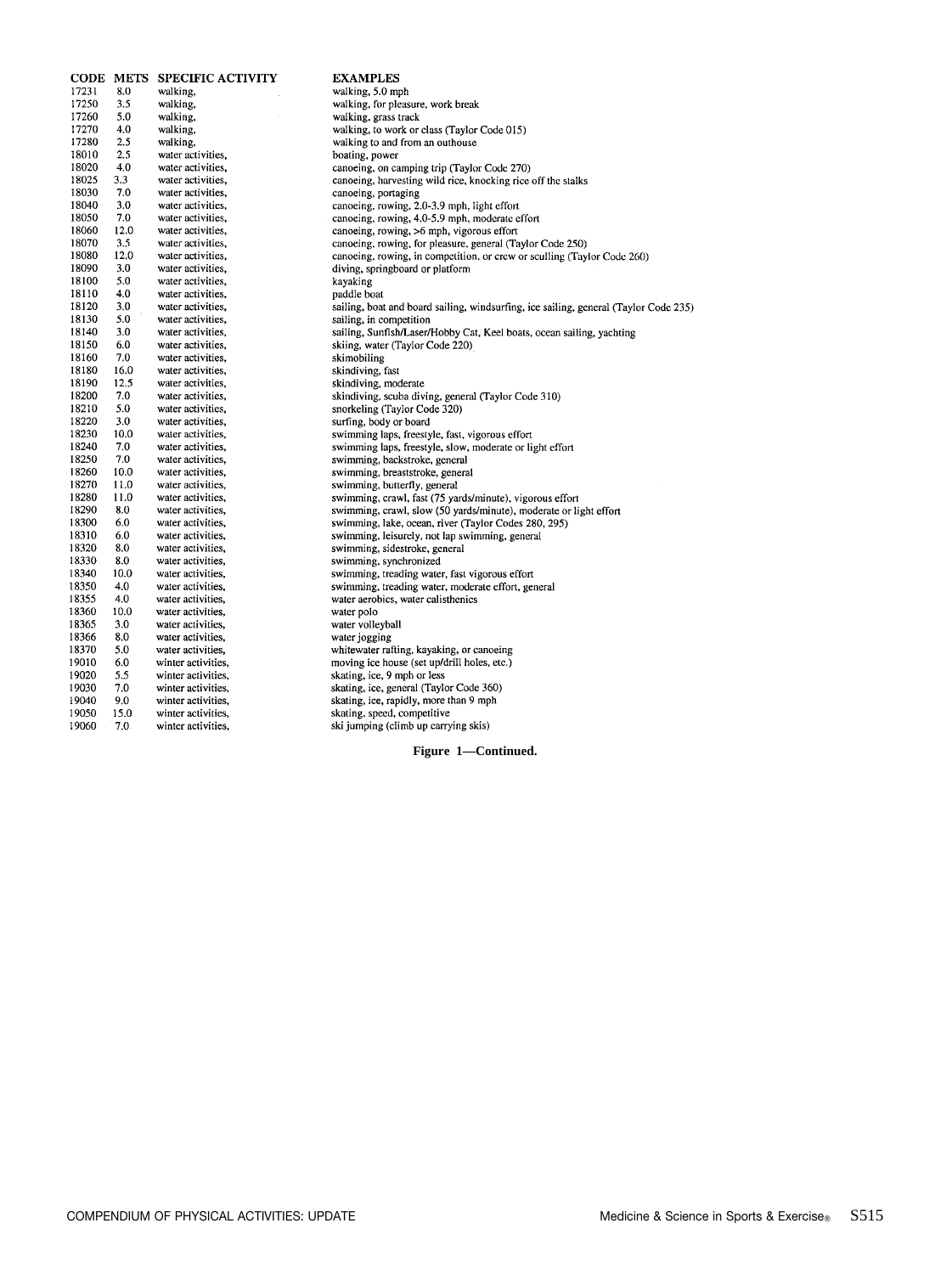| CODE | METS | SPECIFIC ACTIVITY | EXAMPLES |
|---|---|---|---|
| 17231 | 8.0 | walking, | walking, 5.0 mph |
| 17250 | 3.5 | walking, | walking, for pleasure, work break |
| 17260 | 5.0 | walking, | walking, grass track |
| 17270 | 4.0 | walking, | walking, to work or class (Taylor Code 015) |
| 17280 | 2.5 | walking, | walking to and from an outhouse |
| 18010 | 2.5 | water activities, | boating, power |
| 18020 | 4.0 | water activities, | canoeing, on camping trip (Taylor Code 270) |
| 18025 | 3.3 | water activities, | canoeing, harvesting wild rice, knocking rice off the stalks |
| 18030 | 7.0 | water activities, | canoeing, portaging |
| 18040 | 3.0 | water activities, | canoeing, rowing, 2.0-3.9 mph, light effort |
| 18050 | 7.0 | water activities, | canoeing, rowing, 4.0-5.9 mph, moderate effort |
| 18060 | 12.0 | water activities, | canoeing, rowing, >6 mph, vigorous effort |
| 18070 | 3.5 | water activities, | canoeing, rowing, for pleasure, general (Taylor Code 250) |
| 18080 | 12.0 | water activities, | canoeing, rowing, in competition, or crew or sculling (Taylor Code 260) |
| 18090 | 3.0 | water activities, | diving, springboard or platform |
| 18100 | 5.0 | water activities, | kayaking |
| 18110 | 4.0 | water activities, | paddle boat |
| 18120 | 3.0 | water activities, | sailing, boat and board sailing, windsurfing, ice sailing, general (Taylor Code 235) |
| 18130 | 5.0 | water activities, | sailing, in competition |
| 18140 | 3.0 | water activities, | sailing, Sunfish/Laser/Hobby Cat, Keel boats, ocean sailing, yachting |
| 18150 | 6.0 | water activities, | skiing, water (Taylor Code 220) |
| 18160 | 7.0 | water activities, | skimobiling |
| 18180 | 16.0 | water activities, | skindiving, fast |
| 18190 | 12.5 | water activities, | skindiving, moderate |
| 18200 | 7.0 | water activities, | skindiving, scuba diving, general (Taylor Code 310) |
| 18210 | 5.0 | water activities, | snorkeling (Taylor Code 320) |
| 18220 | 3.0 | water activities, | surfing, body or board |
| 18230 | 10.0 | water activities, | swimming laps, freestyle, fast, vigorous effort |
| 18240 | 7.0 | water activities, | swimming laps, freestyle, slow, moderate or light effort |
| 18250 | 7.0 | water activities, | swimming, backstroke, general |
| 18260 | 10.0 | water activities, | swimming, breaststroke, general |
| 18270 | 11.0 | water activities, | swimming, butterfly, general |
| 18280 | 11.0 | water activities, | swimming, crawl, fast (75 yards/minute), vigorous effort |
| 18290 | 8.0 | water activities, | swimming, crawl, slow (50 yards/minute), moderate or light effort |
| 18300 | 6.0 | water activities, | swimming, lake, ocean, river (Taylor Codes 280, 295) |
| 18310 | 6.0 | water activities, | swimming, leisurely, not lap swimming, general |
| 18320 | 8.0 | water activities, | swimming, sidestroke, general |
| 18330 | 8.0 | water activities, | swimming, synchronized |
| 18340 | 10.0 | water activities, | swimming, treading water, fast vigorous effort |
| 18350 | 4.0 | water activities, | swimming, treading water, moderate effort, general |
| 18355 | 4.0 | water activities, | water aerobics, water calisthenics |
| 18360 | 10.0 | water activities, | water polo |
| 18365 | 3.0 | water activities, | water volleyball |
| 18366 | 8.0 | water activities, | water jogging |
| 18370 | 5.0 | water activities, | whitewater rafting, kayaking, or canoeing |
| 19010 | 6.0 | winter activities, | moving ice house (set up/drill holes, etc.) |
| 19020 | 5.5 | winter activities, | skating, ice, 9 mph or less |
| 19030 | 7.0 | winter activities, | skating, ice, general (Taylor Code 360) |
| 19040 | 9.0 | winter activities, | skating, ice, rapidly, more than 9 mph |
| 19050 | 15.0 | winter activities, | skating, speed, competitive |
| 19060 | 7.0 | winter activities, | ski jumping (climb up carrying skis) |

**Figure 1—Continued.**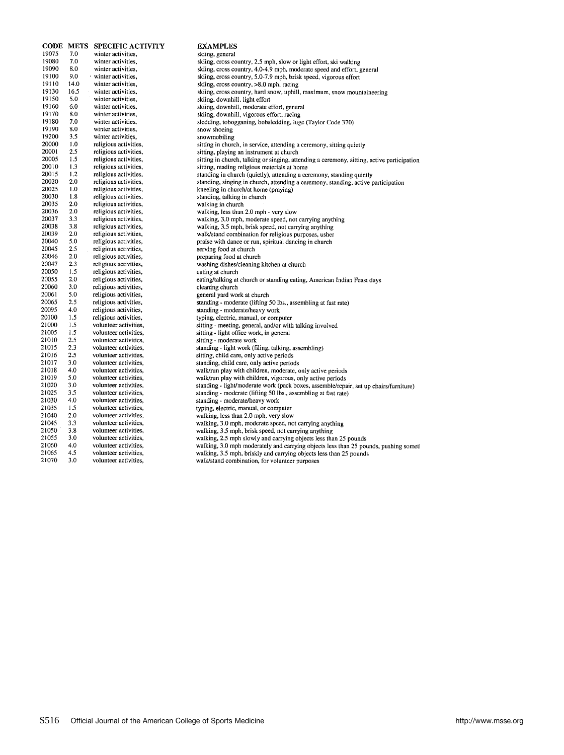| CODE | METS | SPECIFIC ACTIVITY | EXAMPLES |
|---|---|---|---|
| 19075 | 7.0 | winter activities, | skiing, general |
| 19080 | 7.0 | winter activities, | skiing, cross country, 2.5 mph, slow or light effort, ski walking |
| 19090 | 8.0 | winter activities, | skiing, cross country, 4.0-4.9 mph, moderate speed and effort, general |
| 19100 | 9.0 | winter activities, | skiing, cross country, 5.0-7.9 mph, brisk speed, vigorous effort |
| 19110 | 14.0 | winter activities, | skiing, cross country, >8.0 mph, racing |
| 19130 | 16.5 | winter activities, | skiing, cross country, hard snow, uphill, maximum, snow mountaineering |
| 19150 | 5.0 | winter activities, | skiing, downhill, light effort |
| 19160 | 6.0 | winter activities, | skiing, downhill, moderate effort, general |
| 19170 | 8.0 | winter activities, | skiing, downhill, vigorous effort, racing |
| 19180 | 7.0 | winter activities, | sledding, tobogganing, bobsledding, luge (Taylor Code 370) |
| 19190 | 8.0 | winter activities, | snow shoeing |
| 19200 | 3.5 | winter activities, | snowmobiling |
| 20000 | 1.0 | religious activities, | sitting in church, in service, attending a ceremony, sitting quietly |
| 20001 | 2.5 | religious activities, | sitting, playing an instrument at church |
| 20005 | 1.5 | religious activities, | sitting in church, talking or singing, attending a ceremony, sitting, active participation |
| 20010 | 1.3 | religious activities, | sitting, reading religious materials at home |
| 20015 | 1.2 | religious activities, | standing in church (quietly), attending a ceremony, standing quietly |
| 20020 | 2.0 | religious activities, | standing, singing in church, attending a ceremony, standing, active participation |
| 20025 | 1.0 | religious activities, | kneeling in church/at home (praying) |
| 20030 | 1.8 | religious activities, | standing, talking in church |
| 20035 | 2.0 | religious activities, | walking in church |
| 20036 | 2.0 | religious activities, | walking, less than 2.0 mph - very slow |
| 20037 | 3.3 | religious activities, | walking, 3.0 mph, moderate speed, not carrying anything |
| 20038 | 3.8 | religious activities, | walking, 3.5 mph, brisk speed, not carrying anything |
| 20039 | 2.0 | religious activities, | walk/stand combination for religious purposes, usher |
| 20040 | 5.0 | religious activities, | praise with dance or run, spiritual dancing in church |
| 20045 | 2.5 | religious activities, | serving food at church |
| 20046 | 2.0 | religious activities, | preparing food at church |
| 20047 | 2.3 | religious activities, | washing dishes/cleaning kitchen at church |
| 20050 | 1.5 | religious activities, | eating at church |
| 20055 | 2.0 | religious activities, | eating/talking at church or standing eating, American Indian Feast days |
| 20060 | 3.0 | religious activities, | cleaning church |
| 20061 | 5.0 | religious activities, | general yard work at church |
| 20065 | 2.5 | religious activities, | standing - moderate (lifting 50 lbs., assembling at fast rate) |
| 20095 | 4.0 | religious activities, | standing - moderate/heavy work |
| 20100 | 1.5 | religious activities, | typing, electric, manual, or computer |
| 21000 | 1.5 | volunteer activities, | sitting - meeting, general, and/or with talking involved |
| 21005 | 1.5 | volunteer activities, | sitting - light office work, in general |
| 21010 | 2.5 | volunteer activities, | sitting - moderate work |
| 21015 | 2.3 | volunteer activities, | standing - light work (filing, talking, assembling) |
| 21016 | 2.5 | volunteer activities, | sitting, child care, only active periods |
| 21017 | 3.0 | volunteer activities, | standing, child care, only active periods |
| 21018 | 4.0 | volunteer activities, | walk/run play with children, moderate, only active periods |
| 21019 | 5.0 | volunteer activities, | walk/run play with children, vigorous, only active periods |
| 21020 | 3.0 | volunteer activities, | standing - light/moderate work (pack boxes, assemble/repair, set up chairs/furniture) |
| 21025 | 3.5 | volunteer activities, | standing - moderate (lifting 50 lbs., assembling at fast rate) |
| 21030 | 4.0 | volunteer activities, | standing - moderate/heavy work |
| 21035 | 1.5 | volunteer activities, | typing, electric, manual, or computer |
| 21040 | 2.0 | volunteer activities, | walking, less than 2.0 mph, very slow |
| 21045 | 3.3 | volunteer activities, | walking, 3.0 mph, moderate speed, not carrying anything |
| 21050 | 3.8 | volunteer activities, | walking, 3.5 mph, brisk speed, not carrying anything |
| 21055 | 3.0 | volunteer activities, | walking, 2.5 mph slowly and carrying objects less than 25 pounds |
| 21060 | 4.0 | volunteer activities, | walking, 3.0 mph moderately and carrying objects less than 25 pounds, pushing sometl |
| 21065 | 4.5 | volunteer activities, | walking, 3.5 mph, briskly and carrying objects less than 25 pounds |
| 21070 | 3.0 | volunteer activities, | walk/stand combination, for volunteer purposes |